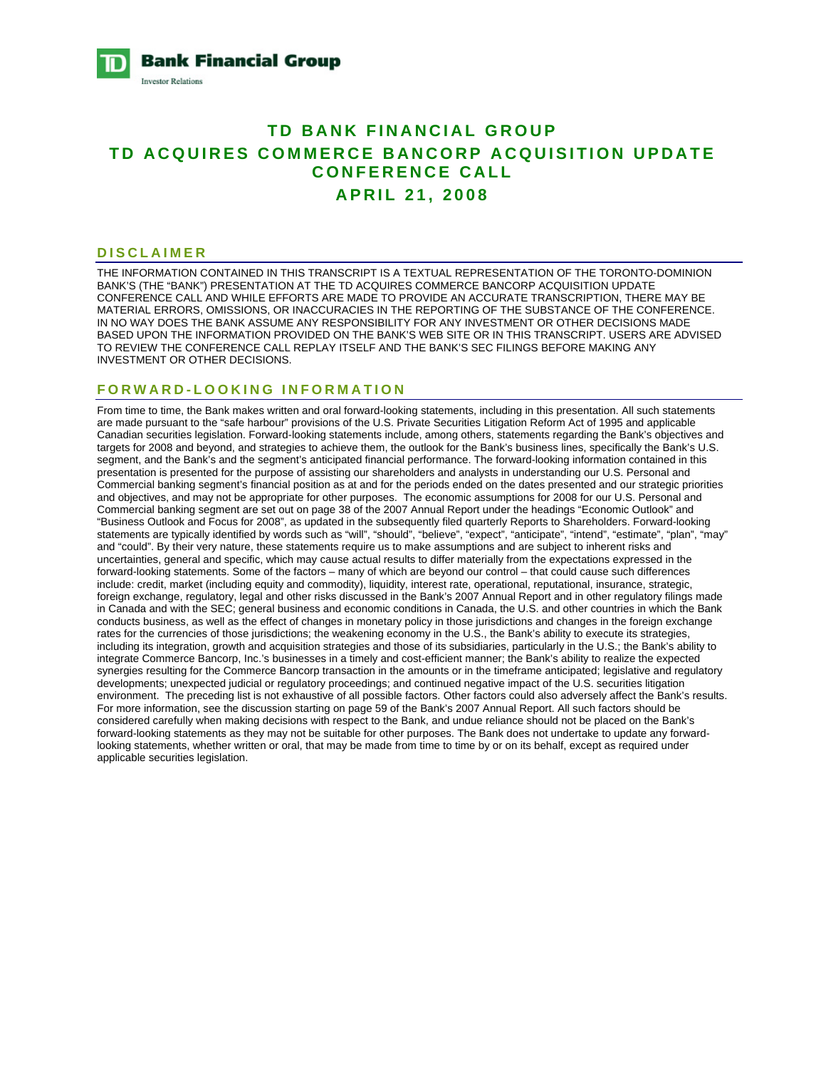**TD Bank Financial Group**
Investor Relations

# TD BANK FINANCIAL GROUP

# TD ACQUIRES COMMERCE BANCORP ACQUISITION UPDATE CONFERENCE CALL

# APRIL 21, 2008

## DISCLAIMER

THE INFORMATION CONTAINED IN THIS TRANSCRIPT IS A TEXTUAL REPRESENTATION OF THE TORONTO-DOMINION BANK'S (THE "BANK") PRESENTATION AT THE TD ACQUIRES COMMERCE BANCORP ACQUISITION UPDATE CONFERENCE CALL AND WHILE EFFORTS ARE MADE TO PROVIDE AN ACCURATE TRANSCRIPTION, THERE MAY BE MATERIAL ERRORS, OMISSIONS, OR INACCURACIES IN THE REPORTING OF THE SUBSTANCE OF THE CONFERENCE. IN NO WAY DOES THE BANK ASSUME ANY RESPONSIBILITY FOR ANY INVESTMENT OR OTHER DECISIONS MADE BASED UPON THE INFORMATION PROVIDED ON THE BANK'S WEB SITE OR IN THIS TRANSCRIPT. USERS ARE ADVISED TO REVIEW THE CONFERENCE CALL REPLAY ITSELF AND THE BANK'S SEC FILINGS BEFORE MAKING ANY INVESTMENT OR OTHER DECISIONS.

## FORWARD-LOOKING INFORMATION

From time to time, the Bank makes written and oral forward-looking statements, including in this presentation. All such statements are made pursuant to the "safe harbour" provisions of the U.S. Private Securities Litigation Reform Act of 1995 and applicable Canadian securities legislation. Forward-looking statements include, among others, statements regarding the Bank's objectives and targets for 2008 and beyond, and strategies to achieve them, the outlook for the Bank's business lines, specifically the Bank's U.S. segment, and the Bank's and the segment's anticipated financial performance. The forward-looking information contained in this presentation is presented for the purpose of assisting our shareholders and analysts in understanding our U.S. Personal and Commercial banking segment's financial position as at and for the periods ended on the dates presented and our strategic priorities and objectives, and may not be appropriate for other purposes. The economic assumptions for 2008 for our U.S. Personal and Commercial banking segment are set out on page 38 of the 2007 Annual Report under the headings "Economic Outlook" and "Business Outlook and Focus for 2008", as updated in the subsequently filed quarterly Reports to Shareholders. Forward-looking statements are typically identified by words such as "will", "should", "believe", "expect", "anticipate", "intend", "estimate", "plan", "may" and "could". By their very nature, these statements require us to make assumptions and are subject to inherent risks and uncertainties, general and specific, which may cause actual results to differ materially from the expectations expressed in the forward-looking statements. Some of the factors – many of which are beyond our control – that could cause such differences include: credit, market (including equity and commodity), liquidity, interest rate, operational, reputational, insurance, strategic, foreign exchange, regulatory, legal and other risks discussed in the Bank's 2007 Annual Report and in other regulatory filings made in Canada and with the SEC; general business and economic conditions in Canada, the U.S. and other countries in which the Bank conducts business, as well as the effect of changes in monetary policy in those jurisdictions and changes in the foreign exchange rates for the currencies of those jurisdictions; the weakening economy in the U.S., the Bank's ability to execute its strategies, including its integration, growth and acquisition strategies and those of its subsidiaries, particularly in the U.S.; the Bank's ability to integrate Commerce Bancorp, Inc.'s businesses in a timely and cost-efficient manner; the Bank's ability to realize the expected synergies resulting for the Commerce Bancorp transaction in the amounts or in the timeframe anticipated; legislative and regulatory developments; unexpected judicial or regulatory proceedings; and continued negative impact of the U.S. securities litigation environment. The preceding list is not exhaustive of all possible factors. Other factors could also adversely affect the Bank's results. For more information, see the discussion starting on page 59 of the Bank's 2007 Annual Report. All such factors should be considered carefully when making decisions with respect to the Bank, and undue reliance should not be placed on the Bank's forward-looking statements as they may not be suitable for other purposes. The Bank does not undertake to update any forward-looking statements, whether written or oral, that may be made from time to time by or on its behalf, except as required under applicable securities legislation.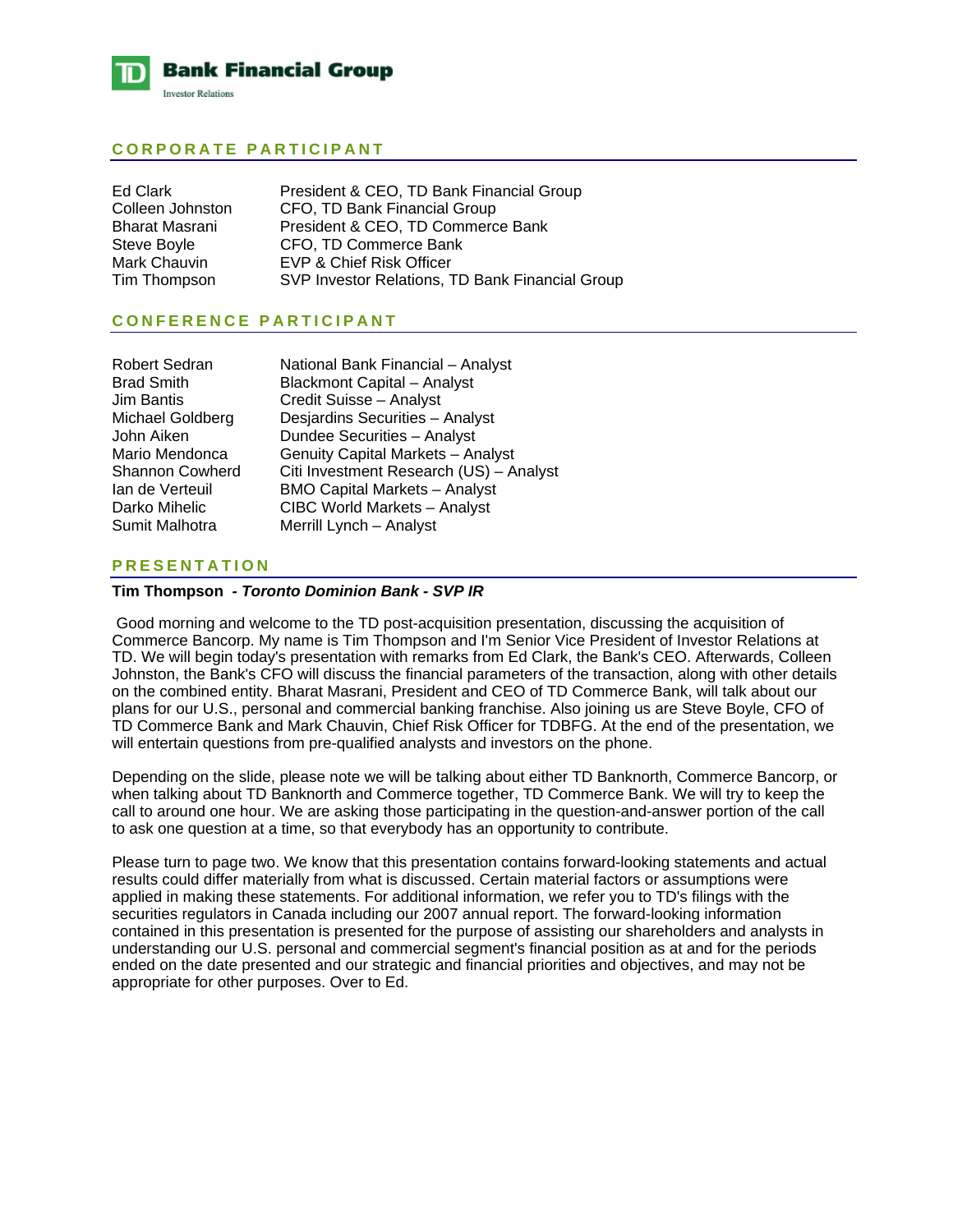## CORPORATE PARTICIPANT

| | |
|---|---|
| Ed Clark | President & CEO, TD Bank Financial Group |
| Colleen Johnston | CFO, TD Bank Financial Group |
| Bharat Masrani | President & CEO, TD Commerce Bank |
| Steve Boyle | CFO, TD Commerce Bank |
| Mark Chauvin | EVP & Chief Risk Officer |
| Tim Thompson | SVP Investor Relations, TD Bank Financial Group |

## CONFERENCE PARTICIPANT

| | |
|---|---|
| Robert Sedran | National Bank Financial – Analyst |
| Brad Smith | Blackmont Capital – Analyst |
| Jim Bantis | Credit Suisse – Analyst |
| Michael Goldberg | Desjardins Securities – Analyst |
| John Aiken | Dundee Securities – Analyst |
| Mario Mendonca | Genuity Capital Markets – Analyst |
| Shannon Cowherd | Citi Investment Research (US) – Analyst |
| Ian de Verteuil | BMO Capital Markets – Analyst |
| Darko Mihelic | CIBC World Markets – Analyst |
| Sumit Malhotra | Merrill Lynch – Analyst |

## PRESENTATION

**Tim Thompson** *- Toronto Dominion Bank - SVP IR*

Good morning and welcome to the TD post-acquisition presentation, discussing the acquisition of Commerce Bancorp. My name is Tim Thompson and I'm Senior Vice President of Investor Relations at TD. We will begin today's presentation with remarks from Ed Clark, the Bank's CEO. Afterwards, Colleen Johnston, the Bank's CFO will discuss the financial parameters of the transaction, along with other details on the combined entity. Bharat Masrani, President and CEO of TD Commerce Bank, will talk about our plans for our U.S., personal and commercial banking franchise. Also joining us are Steve Boyle, CFO of TD Commerce Bank and Mark Chauvin, Chief Risk Officer for TDBFG. At the end of the presentation, we will entertain questions from pre-qualified analysts and investors on the phone.

Depending on the slide, please note we will be talking about either TD Banknorth, Commerce Bancorp, or when talking about TD Banknorth and Commerce together, TD Commerce Bank. We will try to keep the call to around one hour. We are asking those participating in the question-and-answer portion of the call to ask one question at a time, so that everybody has an opportunity to contribute.

Please turn to page two. We know that this presentation contains forward-looking statements and actual results could differ materially from what is discussed. Certain material factors or assumptions were applied in making these statements. For additional information, we refer you to TD's filings with the securities regulators in Canada including our 2007 annual report. The forward-looking information contained in this presentation is presented for the purpose of assisting our shareholders and analysts in understanding our U.S. personal and commercial segment's financial position as at and for the periods ended on the date presented and our strategic and financial priorities and objectives, and may not be appropriate for other purposes. Over to Ed.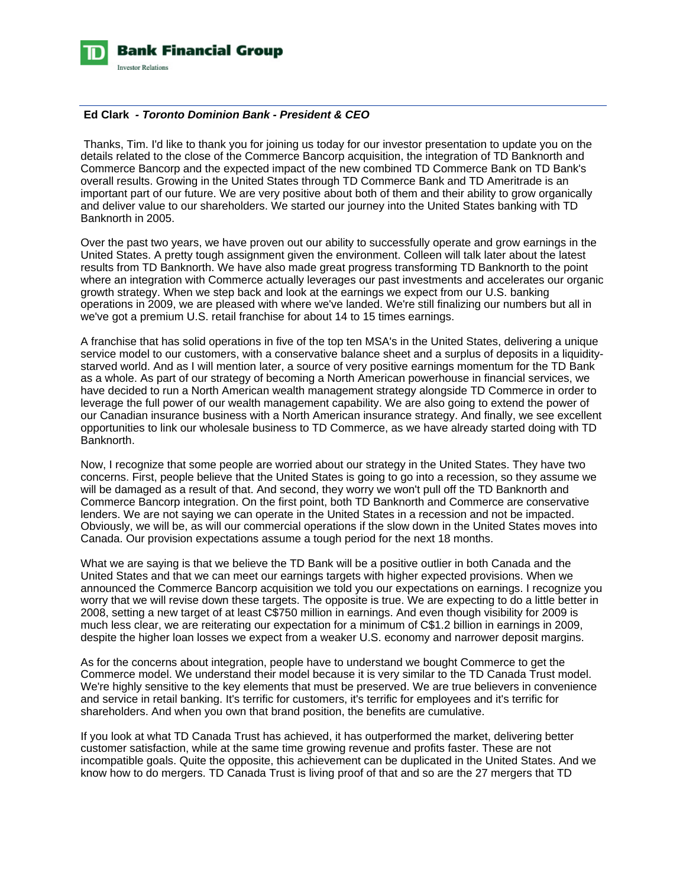**Ed Clark - *Toronto Dominion Bank - President & CEO***

Thanks, Tim. I'd like to thank you for joining us today for our investor presentation to update you on the details related to the close of the Commerce Bancorp acquisition, the integration of TD Banknorth and Commerce Bancorp and the expected impact of the new combined TD Commerce Bank on TD Bank's overall results. Growing in the United States through TD Commerce Bank and TD Ameritrade is an important part of our future. We are very positive about both of them and their ability to grow organically and deliver value to our shareholders. We started our journey into the United States banking with TD Banknorth in 2005.

Over the past two years, we have proven out our ability to successfully operate and grow earnings in the United States. A pretty tough assignment given the environment. Colleen will talk later about the latest results from TD Banknorth. We have also made great progress transforming TD Banknorth to the point where an integration with Commerce actually leverages our past investments and accelerates our organic growth strategy. When we step back and look at the earnings we expect from our U.S. banking operations in 2009, we are pleased with where we've landed. We're still finalizing our numbers but all in we've got a premium U.S. retail franchise for about 14 to 15 times earnings.

A franchise that has solid operations in five of the top ten MSA's in the United States, delivering a unique service model to our customers, with a conservative balance sheet and a surplus of deposits in a liquidity-starved world. And as I will mention later, a source of very positive earnings momentum for the TD Bank as a whole. As part of our strategy of becoming a North American powerhouse in financial services, we have decided to run a North American wealth management strategy alongside TD Commerce in order to leverage the full power of our wealth management capability. We are also going to extend the power of our Canadian insurance business with a North American insurance strategy. And finally, we see excellent opportunities to link our wholesale business to TD Commerce, as we have already started doing with TD Banknorth.

Now, I recognize that some people are worried about our strategy in the United States. They have two concerns. First, people believe that the United States is going to go into a recession, so they assume we will be damaged as a result of that. And second, they worry we won't pull off the TD Banknorth and Commerce Bancorp integration. On the first point, both TD Banknorth and Commerce are conservative lenders. We are not saying we can operate in the United States in a recession and not be impacted. Obviously, we will be, as will our commercial operations if the slow down in the United States moves into Canada. Our provision expectations assume a tough period for the next 18 months.

What we are saying is that we believe the TD Bank will be a positive outlier in both Canada and the United States and that we can meet our earnings targets with higher expected provisions. When we announced the Commerce Bancorp acquisition we told you our expectations on earnings. I recognize you worry that we will revise down these targets. The opposite is true. We are expecting to do a little better in 2008, setting a new target of at least C$750 million in earnings. And even though visibility for 2009 is much less clear, we are reiterating our expectation for a minimum of C$1.2 billion in earnings in 2009, despite the higher loan losses we expect from a weaker U.S. economy and narrower deposit margins.

As for the concerns about integration, people have to understand we bought Commerce to get the Commerce model. We understand their model because it is very similar to the TD Canada Trust model. We're highly sensitive to the key elements that must be preserved. We are true believers in convenience and service in retail banking. It's terrific for customers, it's terrific for employees and it's terrific for shareholders. And when you own that brand position, the benefits are cumulative.

If you look at what TD Canada Trust has achieved, it has outperformed the market, delivering better customer satisfaction, while at the same time growing revenue and profits faster. These are not incompatible goals. Quite the opposite, this achievement can be duplicated in the United States. And we know how to do mergers. TD Canada Trust is living proof of that and so are the 27 mergers that TD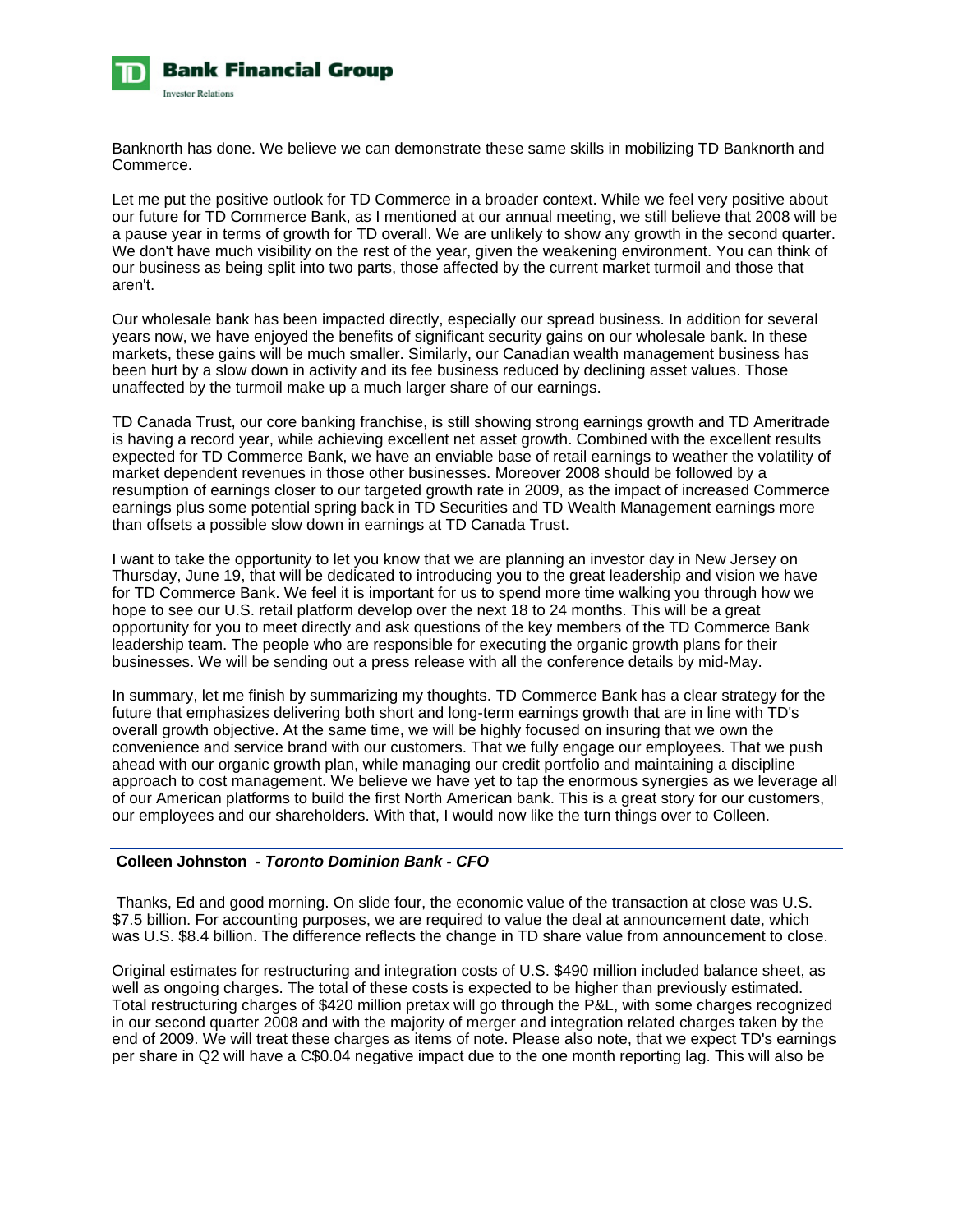Banknorth has done. We believe we can demonstrate these same skills in mobilizing TD Banknorth and Commerce.

Let me put the positive outlook for TD Commerce in a broader context. While we feel very positive about our future for TD Commerce Bank, as I mentioned at our annual meeting, we still believe that 2008 will be a pause year in terms of growth for TD overall. We are unlikely to show any growth in the second quarter. We don't have much visibility on the rest of the year, given the weakening environment. You can think of our business as being split into two parts, those affected by the current market turmoil and those that aren't.

Our wholesale bank has been impacted directly, especially our spread business. In addition for several years now, we have enjoyed the benefits of significant security gains on our wholesale bank. In these markets, these gains will be much smaller. Similarly, our Canadian wealth management business has been hurt by a slow down in activity and its fee business reduced by declining asset values. Those unaffected by the turmoil make up a much larger share of our earnings.

TD Canada Trust, our core banking franchise, is still showing strong earnings growth and TD Ameritrade is having a record year, while achieving excellent net asset growth. Combined with the excellent results expected for TD Commerce Bank, we have an enviable base of retail earnings to weather the volatility of market dependent revenues in those other businesses. Moreover 2008 should be followed by a resumption of earnings closer to our targeted growth rate in 2009, as the impact of increased Commerce earnings plus some potential spring back in TD Securities and TD Wealth Management earnings more than offsets a possible slow down in earnings at TD Canada Trust.

I want to take the opportunity to let you know that we are planning an investor day in New Jersey on Thursday, June 19, that will be dedicated to introducing you to the great leadership and vision we have for TD Commerce Bank. We feel it is important for us to spend more time walking you through how we hope to see our U.S. retail platform develop over the next 18 to 24 months. This will be a great opportunity for you to meet directly and ask questions of the key members of the TD Commerce Bank leadership team. The people who are responsible for executing the organic growth plans for their businesses. We will be sending out a press release with all the conference details by mid-May.

In summary, let me finish by summarizing my thoughts. TD Commerce Bank has a clear strategy for the future that emphasizes delivering both short and long-term earnings growth that are in line with TD's overall growth objective. At the same time, we will be highly focused on insuring that we own the convenience and service brand with our customers. That we fully engage our employees. That we push ahead with our organic growth plan, while managing our credit portfolio and maintaining a discipline approach to cost management. We believe we have yet to tap the enormous synergies as we leverage all of our American platforms to build the first North American bank. This is a great story for our customers, our employees and our shareholders. With that, I would now like the turn things over to Colleen.

---

**Colleen Johnston** *- **Toronto Dominion Bank - CFO***

Thanks, Ed and good morning. On slide four, the economic value of the transaction at close was U.S. $7.5 billion. For accounting purposes, we are required to value the deal at announcement date, which was U.S. $8.4 billion. The difference reflects the change in TD share value from announcement to close.

Original estimates for restructuring and integration costs of U.S. $490 million included balance sheet, as well as ongoing charges. The total of these costs is expected to be higher than previously estimated. Total restructuring charges of $420 million pretax will go through the P&L, with some charges recognized in our second quarter 2008 and with the majority of merger and integration related charges taken by the end of 2009. We will treat these charges as items of note. Please also note, that we expect TD's earnings per share in Q2 will have a C$0.04 negative impact due to the one month reporting lag. This will also be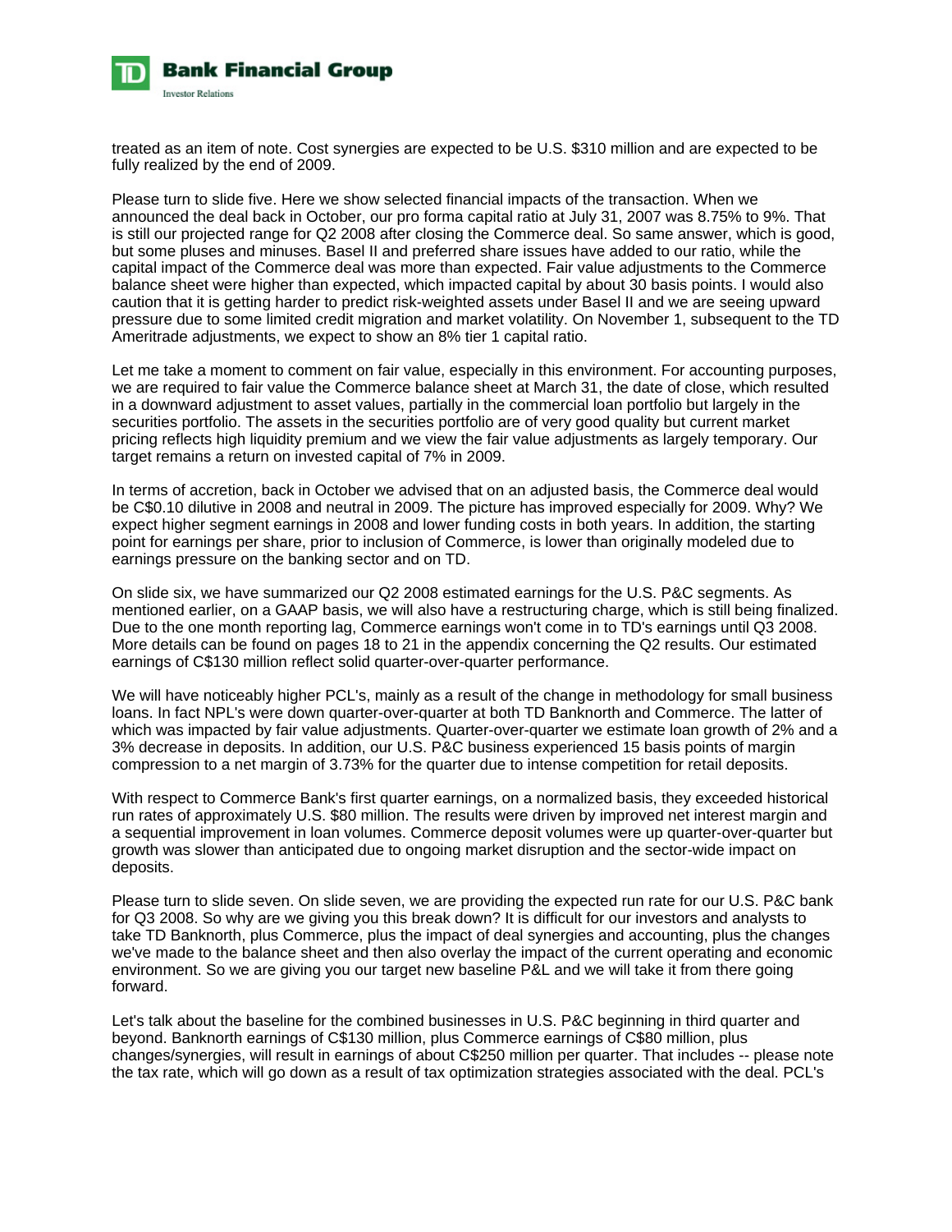treated as an item of note. Cost synergies are expected to be U.S. $310 million and are expected to be fully realized by the end of 2009.

Please turn to slide five. Here we show selected financial impacts of the transaction. When we announced the deal back in October, our pro forma capital ratio at July 31, 2007 was 8.75% to 9%. That is still our projected range for Q2 2008 after closing the Commerce deal. So same answer, which is good, but some pluses and minuses. Basel II and preferred share issues have added to our ratio, while the capital impact of the Commerce deal was more than expected. Fair value adjustments to the Commerce balance sheet were higher than expected, which impacted capital by about 30 basis points. I would also caution that it is getting harder to predict risk-weighted assets under Basel II and we are seeing upward pressure due to some limited credit migration and market volatility. On November 1, subsequent to the TD Ameritrade adjustments, we expect to show an 8% tier 1 capital ratio.

Let me take a moment to comment on fair value, especially in this environment. For accounting purposes, we are required to fair value the Commerce balance sheet at March 31, the date of close, which resulted in a downward adjustment to asset values, partially in the commercial loan portfolio but largely in the securities portfolio. The assets in the securities portfolio are of very good quality but current market pricing reflects high liquidity premium and we view the fair value adjustments as largely temporary. Our target remains a return on invested capital of 7% in 2009.

In terms of accretion, back in October we advised that on an adjusted basis, the Commerce deal would be C$0.10 dilutive in 2008 and neutral in 2009. The picture has improved especially for 2009. Why? We expect higher segment earnings in 2008 and lower funding costs in both years. In addition, the starting point for earnings per share, prior to inclusion of Commerce, is lower than originally modeled due to earnings pressure on the banking sector and on TD.

On slide six, we have summarized our Q2 2008 estimated earnings for the U.S. P&C segments. As mentioned earlier, on a GAAP basis, we will also have a restructuring charge, which is still being finalized. Due to the one month reporting lag, Commerce earnings won't come in to TD's earnings until Q3 2008. More details can be found on pages 18 to 21 in the appendix concerning the Q2 results. Our estimated earnings of C$130 million reflect solid quarter-over-quarter performance.

We will have noticeably higher PCL's, mainly as a result of the change in methodology for small business loans. In fact NPL's were down quarter-over-quarter at both TD Banknorth and Commerce. The latter of which was impacted by fair value adjustments. Quarter-over-quarter we estimate loan growth of 2% and a 3% decrease in deposits. In addition, our U.S. P&C business experienced 15 basis points of margin compression to a net margin of 3.73% for the quarter due to intense competition for retail deposits.

With respect to Commerce Bank's first quarter earnings, on a normalized basis, they exceeded historical run rates of approximately U.S. $80 million. The results were driven by improved net interest margin and a sequential improvement in loan volumes. Commerce deposit volumes were up quarter-over-quarter but growth was slower than anticipated due to ongoing market disruption and the sector-wide impact on deposits.

Please turn to slide seven. On slide seven, we are providing the expected run rate for our U.S. P&C bank for Q3 2008. So why are we giving you this break down? It is difficult for our investors and analysts to take TD Banknorth, plus Commerce, plus the impact of deal synergies and accounting, plus the changes we've made to the balance sheet and then also overlay the impact of the current operating and economic environment. So we are giving you our target new baseline P&L and we will take it from there going forward.

Let's talk about the baseline for the combined businesses in U.S. P&C beginning in third quarter and beyond. Banknorth earnings of C$130 million, plus Commerce earnings of C$80 million, plus changes/synergies, will result in earnings of about C$250 million per quarter. That includes -- please note the tax rate, which will go down as a result of tax optimization strategies associated with the deal. PCL's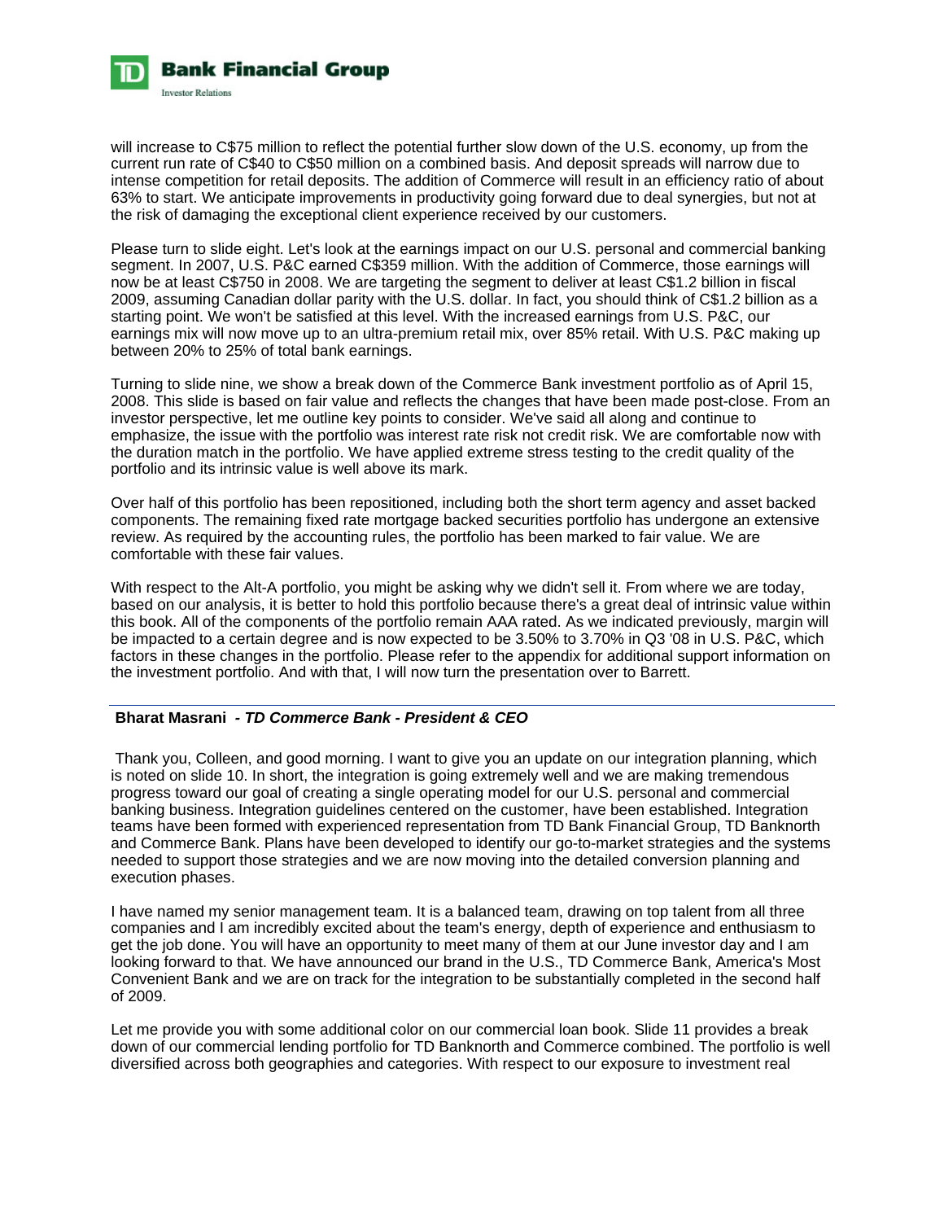will increase to C$75 million to reflect the potential further slow down of the U.S. economy, up from the current run rate of C$40 to C$50 million on a combined basis. And deposit spreads will narrow due to intense competition for retail deposits. The addition of Commerce will result in an efficiency ratio of about 63% to start. We anticipate improvements in productivity going forward due to deal synergies, but not at the risk of damaging the exceptional client experience received by our customers.

Please turn to slide eight. Let's look at the earnings impact on our U.S. personal and commercial banking segment. In 2007, U.S. P&C earned C$359 million. With the addition of Commerce, those earnings will now be at least C$750 in 2008. We are targeting the segment to deliver at least C$1.2 billion in fiscal 2009, assuming Canadian dollar parity with the U.S. dollar. In fact, you should think of C$1.2 billion as a starting point. We won't be satisfied at this level. With the increased earnings from U.S. P&C, our earnings mix will now move up to an ultra-premium retail mix, over 85% retail. With U.S. P&C making up between 20% to 25% of total bank earnings.

Turning to slide nine, we show a break down of the Commerce Bank investment portfolio as of April 15, 2008. This slide is based on fair value and reflects the changes that have been made post-close. From an investor perspective, let me outline key points to consider. We've said all along and continue to emphasize, the issue with the portfolio was interest rate risk not credit risk. We are comfortable now with the duration match in the portfolio. We have applied extreme stress testing to the credit quality of the portfolio and its intrinsic value is well above its mark.

Over half of this portfolio has been repositioned, including both the short term agency and asset backed components. The remaining fixed rate mortgage backed securities portfolio has undergone an extensive review. As required by the accounting rules, the portfolio has been marked to fair value. We are comfortable with these fair values.

With respect to the Alt-A portfolio, you might be asking why we didn't sell it. From where we are today, based on our analysis, it is better to hold this portfolio because there's a great deal of intrinsic value within this book. All of the components of the portfolio remain AAA rated. As we indicated previously, margin will be impacted to a certain degree and is now expected to be 3.50% to 3.70% in Q3 '08 in U.S. P&C, which factors in these changes in the portfolio. Please refer to the appendix for additional support information on the investment portfolio. And with that, I will now turn the presentation over to Barrett.

---

**Bharat Masrani** - ***TD Commerce Bank - President & CEO***

Thank you, Colleen, and good morning. I want to give you an update on our integration planning, which is noted on slide 10. In short, the integration is going extremely well and we are making tremendous progress toward our goal of creating a single operating model for our U.S. personal and commercial banking business. Integration guidelines centered on the customer, have been established. Integration teams have been formed with experienced representation from TD Bank Financial Group, TD Banknorth and Commerce Bank. Plans have been developed to identify our go-to-market strategies and the systems needed to support those strategies and we are now moving into the detailed conversion planning and execution phases.

I have named my senior management team. It is a balanced team, drawing on top talent from all three companies and I am incredibly excited about the team's energy, depth of experience and enthusiasm to get the job done. You will have an opportunity to meet many of them at our June investor day and I am looking forward to that. We have announced our brand in the U.S., TD Commerce Bank, America's Most Convenient Bank and we are on track for the integration to be substantially completed in the second half of 2009.

Let me provide you with some additional color on our commercial loan book. Slide 11 provides a break down of our commercial lending portfolio for TD Banknorth and Commerce combined. The portfolio is well diversified across both geographies and categories. With respect to our exposure to investment real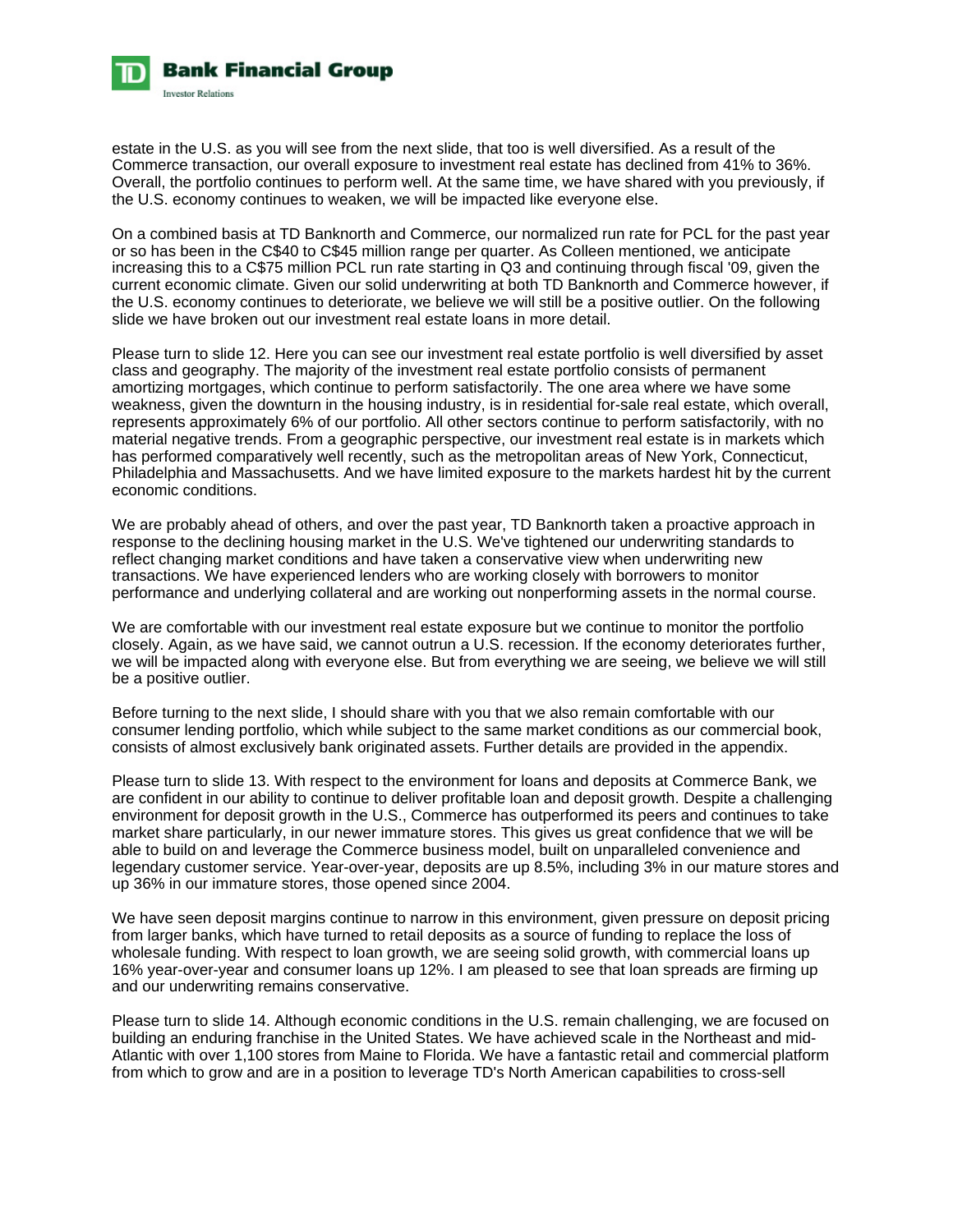estate in the U.S. as you will see from the next slide, that too is well diversified. As a result of the Commerce transaction, our overall exposure to investment real estate has declined from 41% to 36%. Overall, the portfolio continues to perform well. At the same time, we have shared with you previously, if the U.S. economy continues to weaken, we will be impacted like everyone else.

On a combined basis at TD Banknorth and Commerce, our normalized run rate for PCL for the past year or so has been in the C$40 to C$45 million range per quarter. As Colleen mentioned, we anticipate increasing this to a C$75 million PCL run rate starting in Q3 and continuing through fiscal '09, given the current economic climate. Given our solid underwriting at both TD Banknorth and Commerce however, if the U.S. economy continues to deteriorate, we believe we will still be a positive outlier. On the following slide we have broken out our investment real estate loans in more detail.

Please turn to slide 12. Here you can see our investment real estate portfolio is well diversified by asset class and geography. The majority of the investment real estate portfolio consists of permanent amortizing mortgages, which continue to perform satisfactorily. The one area where we have some weakness, given the downturn in the housing industry, is in residential for-sale real estate, which overall, represents approximately 6% of our portfolio. All other sectors continue to perform satisfactorily, with no material negative trends. From a geographic perspective, our investment real estate is in markets which has performed comparatively well recently, such as the metropolitan areas of New York, Connecticut, Philadelphia and Massachusetts. And we have limited exposure to the markets hardest hit by the current economic conditions.

We are probably ahead of others, and over the past year, TD Banknorth taken a proactive approach in response to the declining housing market in the U.S. We've tightened our underwriting standards to reflect changing market conditions and have taken a conservative view when underwriting new transactions. We have experienced lenders who are working closely with borrowers to monitor performance and underlying collateral and are working out nonperforming assets in the normal course.

We are comfortable with our investment real estate exposure but we continue to monitor the portfolio closely. Again, as we have said, we cannot outrun a U.S. recession. If the economy deteriorates further, we will be impacted along with everyone else. But from everything we are seeing, we believe we will still be a positive outlier.

Before turning to the next slide, I should share with you that we also remain comfortable with our consumer lending portfolio, which while subject to the same market conditions as our commercial book, consists of almost exclusively bank originated assets. Further details are provided in the appendix.

Please turn to slide 13. With respect to the environment for loans and deposits at Commerce Bank, we are confident in our ability to continue to deliver profitable loan and deposit growth. Despite a challenging environment for deposit growth in the U.S., Commerce has outperformed its peers and continues to take market share particularly, in our newer immature stores. This gives us great confidence that we will be able to build on and leverage the Commerce business model, built on unparalleled convenience and legendary customer service. Year-over-year, deposits are up 8.5%, including 3% in our mature stores and up 36% in our immature stores, those opened since 2004.

We have seen deposit margins continue to narrow in this environment, given pressure on deposit pricing from larger banks, which have turned to retail deposits as a source of funding to replace the loss of wholesale funding. With respect to loan growth, we are seeing solid growth, with commercial loans up 16% year-over-year and consumer loans up 12%. I am pleased to see that loan spreads are firming up and our underwriting remains conservative.

Please turn to slide 14. Although economic conditions in the U.S. remain challenging, we are focused on building an enduring franchise in the United States. We have achieved scale in the Northeast and mid-Atlantic with over 1,100 stores from Maine to Florida. We have a fantastic retail and commercial platform from which to grow and are in a position to leverage TD's North American capabilities to cross-sell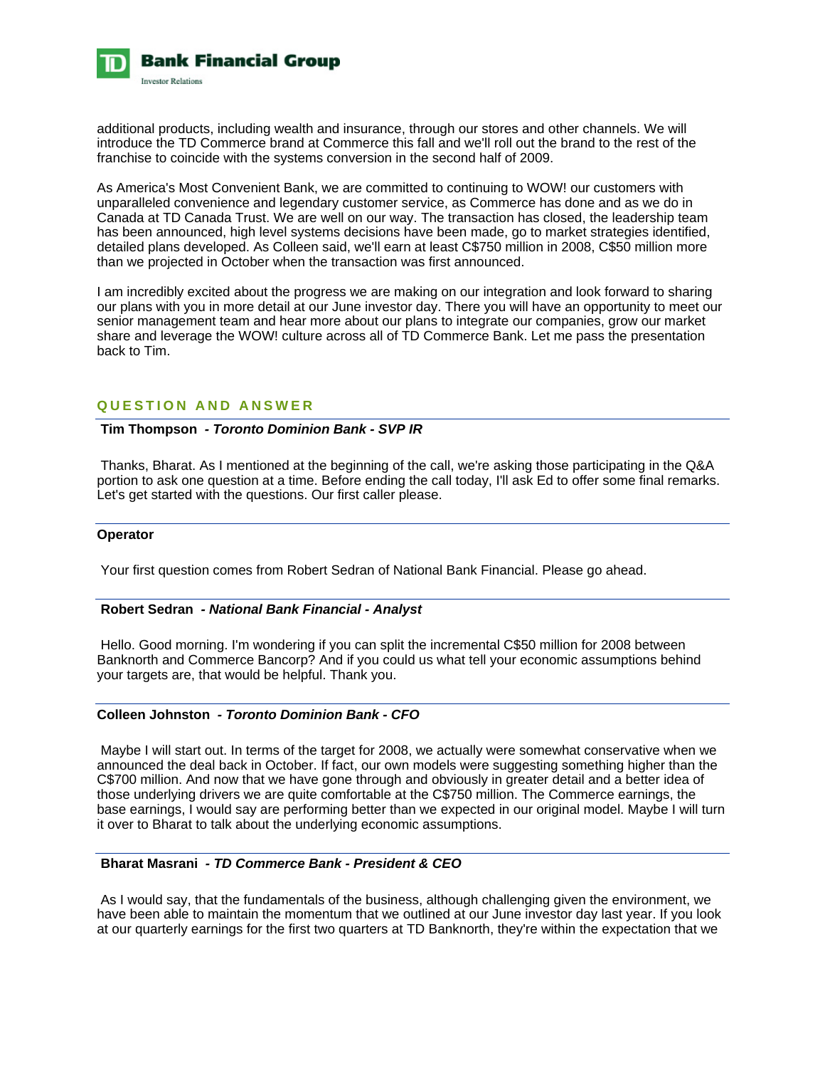additional products, including wealth and insurance, through our stores and other channels. We will introduce the TD Commerce brand at Commerce this fall and we'll roll out the brand to the rest of the franchise to coincide with the systems conversion in the second half of 2009.

As America's Most Convenient Bank, we are committed to continuing to WOW! our customers with unparalleled convenience and legendary customer service, as Commerce has done and as we do in Canada at TD Canada Trust. We are well on our way. The transaction has closed, the leadership team has been announced, high level systems decisions have been made, go to market strategies identified, detailed plans developed. As Colleen said, we'll earn at least C$750 million in 2008, C$50 million more than we projected in October when the transaction was first announced.

I am incredibly excited about the progress we are making on our integration and look forward to sharing our plans with you in more detail at our June investor day. There you will have an opportunity to meet our senior management team and hear more about our plans to integrate our companies, grow our market share and leverage the WOW! culture across all of TD Commerce Bank. Let me pass the presentation back to Tim.

## QUESTION AND ANSWER

**Tim Thompson - *Toronto Dominion Bank - SVP IR***

Thanks, Bharat. As I mentioned at the beginning of the call, we're asking those participating in the Q&A portion to ask one question at a time. Before ending the call today, I'll ask Ed to offer some final remarks. Let's get started with the questions. Our first caller please.

**Operator**

Your first question comes from Robert Sedran of National Bank Financial. Please go ahead.

**Robert Sedran - *National Bank Financial - Analyst***

Hello. Good morning. I'm wondering if you can split the incremental C$50 million for 2008 between Banknorth and Commerce Bancorp? And if you could us what tell your economic assumptions behind your targets are, that would be helpful. Thank you.

**Colleen Johnston - *Toronto Dominion Bank - CFO***

Maybe I will start out. In terms of the target for 2008, we actually were somewhat conservative when we announced the deal back in October. If fact, our own models were suggesting something higher than the C$700 million. And now that we have gone through and obviously in greater detail and a better idea of those underlying drivers we are quite comfortable at the C$750 million. The Commerce earnings, the base earnings, I would say are performing better than we expected in our original model. Maybe I will turn it over to Bharat to talk about the underlying economic assumptions.

**Bharat Masrani - *TD Commerce Bank - President & CEO***

As I would say, that the fundamentals of the business, although challenging given the environment, we have been able to maintain the momentum that we outlined at our June investor day last year. If you look at our quarterly earnings for the first two quarters at TD Banknorth, they're within the expectation that we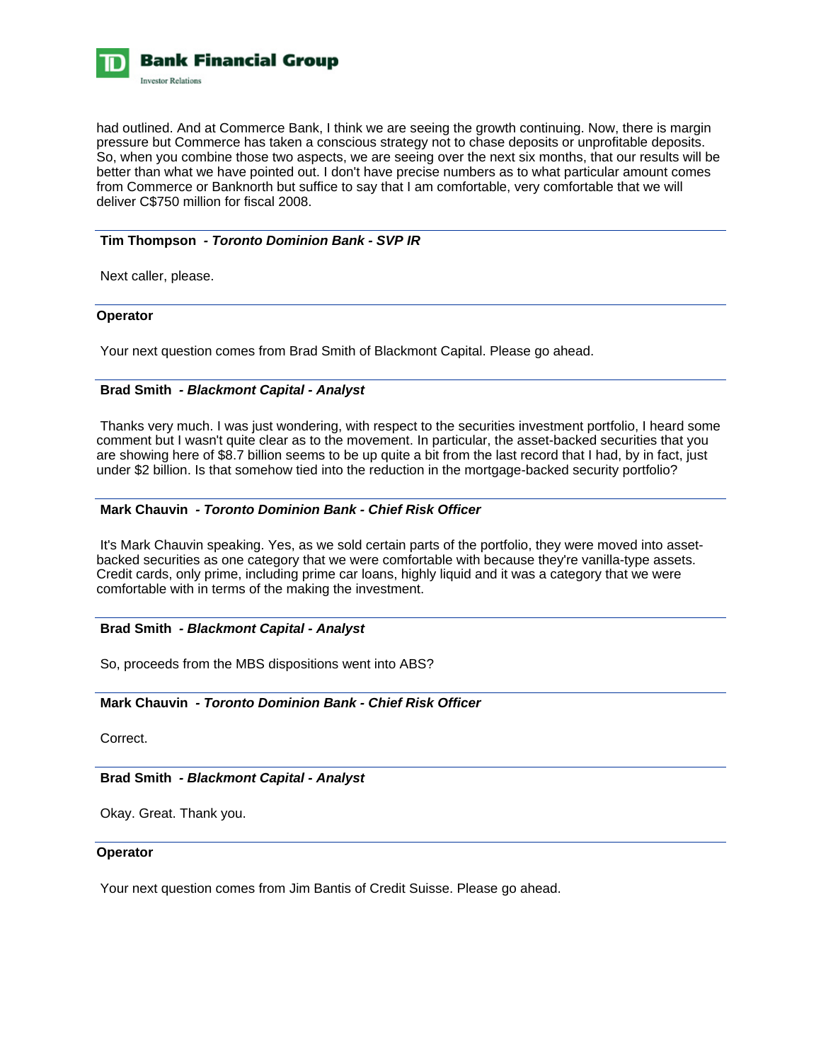had outlined. And at Commerce Bank, I think we are seeing the growth continuing. Now, there is margin pressure but Commerce has taken a conscious strategy not to chase deposits or unprofitable deposits. So, when you combine those two aspects, we are seeing over the next six months, that our results will be better than what we have pointed out. I don't have precise numbers as to what particular amount comes from Commerce or Banknorth but suffice to say that I am comfortable, very comfortable that we will deliver C$750 million for fiscal 2008.

---

**Tim Thompson** - ***Toronto Dominion Bank - SVP IR***

Next caller, please.

---

**Operator**

Your next question comes from Brad Smith of Blackmont Capital. Please go ahead.

---

**Brad Smith** - ***Blackmont Capital - Analyst***

Thanks very much. I was just wondering, with respect to the securities investment portfolio, I heard some comment but I wasn't quite clear as to the movement. In particular, the asset-backed securities that you are showing here of $8.7 billion seems to be up quite a bit from the last record that I had, by in fact, just under $2 billion. Is that somehow tied into the reduction in the mortgage-backed security portfolio?

---

**Mark Chauvin** - ***Toronto Dominion Bank - Chief Risk Officer***

It's Mark Chauvin speaking. Yes, as we sold certain parts of the portfolio, they were moved into asset-backed securities as one category that we were comfortable with because they're vanilla-type assets. Credit cards, only prime, including prime car loans, highly liquid and it was a category that we were comfortable with in terms of the making the investment.

---

**Brad Smith** - ***Blackmont Capital - Analyst***

So, proceeds from the MBS dispositions went into ABS?

---

**Mark Chauvin** - ***Toronto Dominion Bank - Chief Risk Officer***

Correct.

---

**Brad Smith** - ***Blackmont Capital - Analyst***

Okay. Great. Thank you.

---

**Operator**

Your next question comes from Jim Bantis of Credit Suisse. Please go ahead.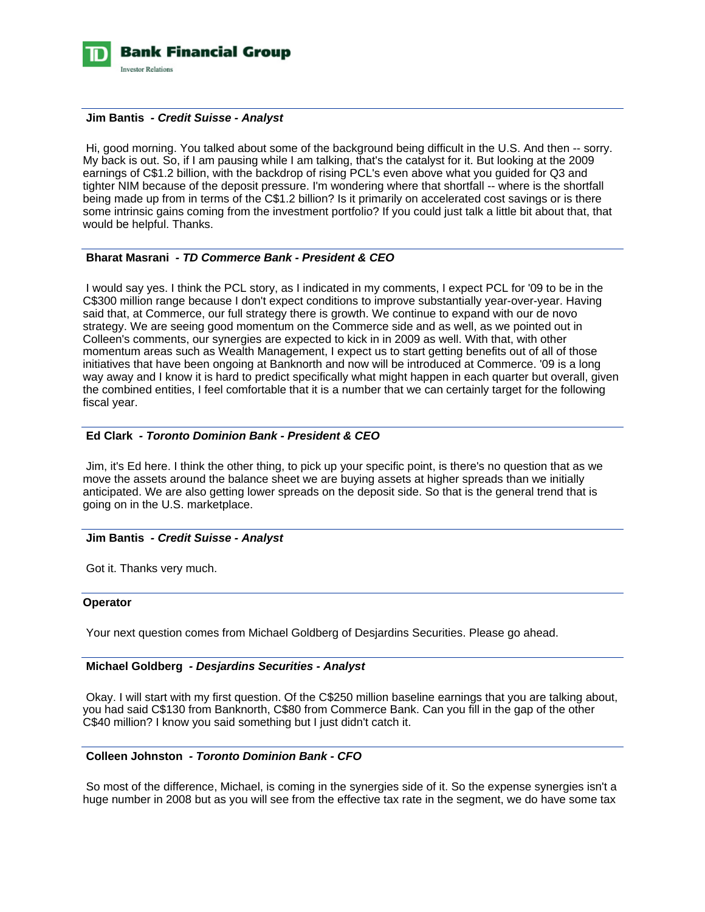**Jim Bantis** *- Credit Suisse - Analyst*

Hi, good morning. You talked about some of the background being difficult in the U.S. And then -- sorry. My back is out. So, if I am pausing while I am talking, that's the catalyst for it. But looking at the 2009 earnings of C$1.2 billion, with the backdrop of rising PCL's even above what you guided for Q3 and tighter NIM because of the deposit pressure. I'm wondering where that shortfall -- where is the shortfall being made up from in terms of the C$1.2 billion? Is it primarily on accelerated cost savings or is there some intrinsic gains coming from the investment portfolio? If you could just talk a little bit about that, that would be helpful. Thanks.

**Bharat Masrani** *- TD Commerce Bank - President & CEO*

I would say yes. I think the PCL story, as I indicated in my comments, I expect PCL for '09 to be in the C$300 million range because I don't expect conditions to improve substantially year-over-year. Having said that, at Commerce, our full strategy there is growth. We continue to expand with our de novo strategy. We are seeing good momentum on the Commerce side and as well, as we pointed out in Colleen's comments, our synergies are expected to kick in in 2009 as well. With that, with other momentum areas such as Wealth Management, I expect us to start getting benefits out of all of those initiatives that have been ongoing at Banknorth and now will be introduced at Commerce. '09 is a long way away and I know it is hard to predict specifically what might happen in each quarter but overall, given the combined entities, I feel comfortable that it is a number that we can certainly target for the following fiscal year.

**Ed Clark** *- Toronto Dominion Bank - President & CEO*

Jim, it's Ed here. I think the other thing, to pick up your specific point, is there's no question that as we move the assets around the balance sheet we are buying assets at higher spreads than we initially anticipated. We are also getting lower spreads on the deposit side. So that is the general trend that is going on in the U.S. marketplace.

**Jim Bantis** *- Credit Suisse - Analyst*

Got it. Thanks very much.

**Operator**

Your next question comes from Michael Goldberg of Desjardins Securities. Please go ahead.

**Michael Goldberg** *- Desjardins Securities - Analyst*

Okay. I will start with my first question. Of the C$250 million baseline earnings that you are talking about, you had said C$130 from Banknorth, C$80 from Commerce Bank. Can you fill in the gap of the other C$40 million? I know you said something but I just didn't catch it.

**Colleen Johnston** *- Toronto Dominion Bank - CFO*

So most of the difference, Michael, is coming in the synergies side of it. So the expense synergies isn't a huge number in 2008 but as you will see from the effective tax rate in the segment, we do have some tax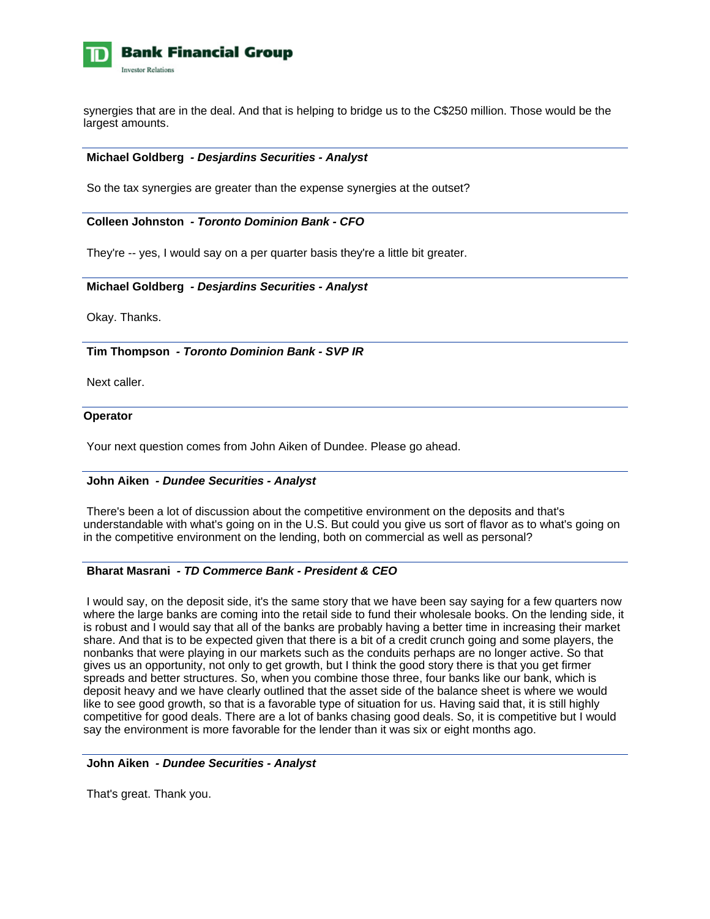synergies that are in the deal. And that is helping to bridge us to the C$250 million. Those would be the largest amounts.

**Michael Goldberg** *- Desjardins Securities - Analyst*

So the tax synergies are greater than the expense synergies at the outset?

**Colleen Johnston** *- Toronto Dominion Bank - CFO*

They're -- yes, I would say on a per quarter basis they're a little bit greater.

**Michael Goldberg** *- Desjardins Securities - Analyst*

Okay. Thanks.

**Tim Thompson** *- Toronto Dominion Bank - SVP IR*

Next caller.

**Operator**

Your next question comes from John Aiken of Dundee. Please go ahead.

**John Aiken** *- Dundee Securities - Analyst*

There's been a lot of discussion about the competitive environment on the deposits and that's understandable with what's going on in the U.S. But could you give us sort of flavor as to what's going on in the competitive environment on the lending, both on commercial as well as personal?

**Bharat Masrani** *- TD Commerce Bank - President & CEO*

I would say, on the deposit side, it's the same story that we have been say saying for a few quarters now where the large banks are coming into the retail side to fund their wholesale books. On the lending side, it is robust and I would say that all of the banks are probably having a better time in increasing their market share. And that is to be expected given that there is a bit of a credit crunch going and some players, the nonbanks that were playing in our markets such as the conduits perhaps are no longer active. So that gives us an opportunity, not only to get growth, but I think the good story there is that you get firmer spreads and better structures. So, when you combine those three, four banks like our bank, which is deposit heavy and we have clearly outlined that the asset side of the balance sheet is where we would like to see good growth, so that is a favorable type of situation for us. Having said that, it is still highly competitive for good deals. There are a lot of banks chasing good deals. So, it is competitive but I would say the environment is more favorable for the lender than it was six or eight months ago.

**John Aiken** *- Dundee Securities - Analyst*

That's great. Thank you.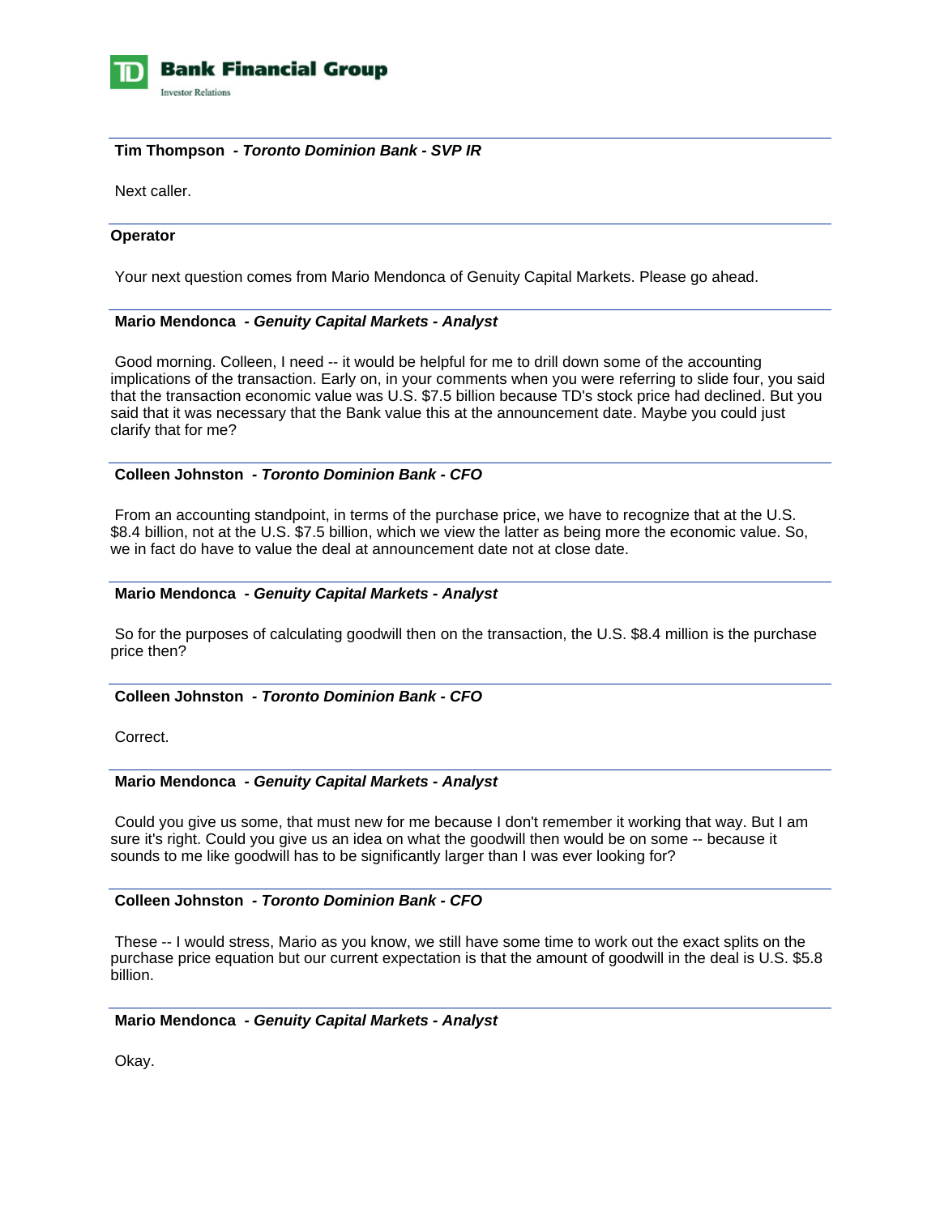**Tim Thompson** *- Toronto Dominion Bank - SVP IR*

Next caller.

---

**Operator**

Your next question comes from Mario Mendonca of Genuity Capital Markets. Please go ahead.

---

**Mario Mendonca** *- Genuity Capital Markets - Analyst*

Good morning. Colleen, I need -- it would be helpful for me to drill down some of the accounting implications of the transaction. Early on, in your comments when you were referring to slide four, you said that the transaction economic value was U.S. $7.5 billion because TD's stock price had declined. But you said that it was necessary that the Bank value this at the announcement date. Maybe you could just clarify that for me?

---

**Colleen Johnston** *- Toronto Dominion Bank - CFO*

From an accounting standpoint, in terms of the purchase price, we have to recognize that at the U.S. $8.4 billion, not at the U.S. $7.5 billion, which we view the latter as being more the economic value. So, we in fact do have to value the deal at announcement date not at close date.

---

**Mario Mendonca** *- Genuity Capital Markets - Analyst*

So for the purposes of calculating goodwill then on the transaction, the U.S. $8.4 million is the purchase price then?

---

**Colleen Johnston** *- Toronto Dominion Bank - CFO*

Correct.

---

**Mario Mendonca** *- Genuity Capital Markets - Analyst*

Could you give us some, that must new for me because I don't remember it working that way. But I am sure it's right. Could you give us an idea on what the goodwill then would be on some -- because it sounds to me like goodwill has to be significantly larger than I was ever looking for?

---

**Colleen Johnston** *- Toronto Dominion Bank - CFO*

These -- I would stress, Mario as you know, we still have some time to work out the exact splits on the purchase price equation but our current expectation is that the amount of goodwill in the deal is U.S. $5.8 billion.

---

**Mario Mendonca** *- Genuity Capital Markets - Analyst*

Okay.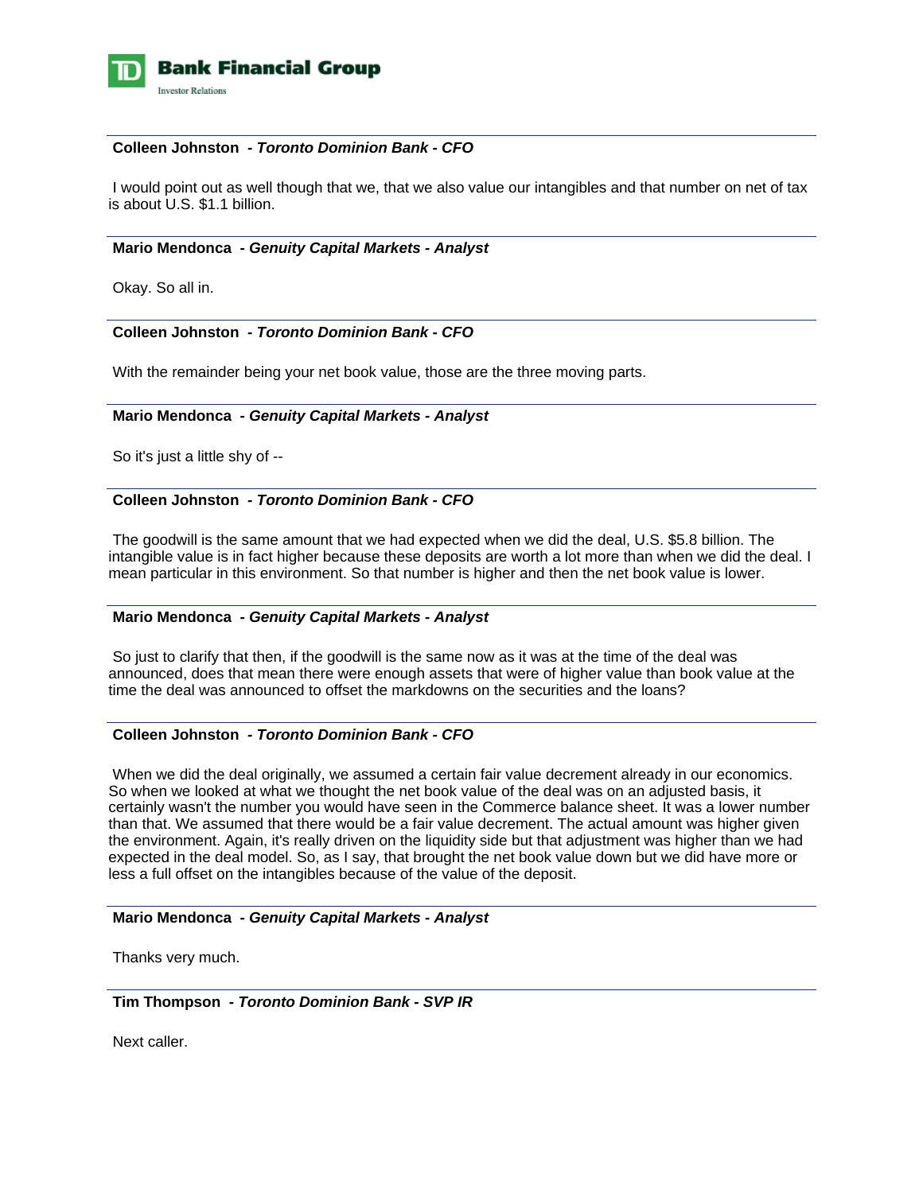**Colleen Johnston** *- Toronto Dominion Bank - CFO*

I would point out as well though that we, that we also value our intangibles and that number on net of tax is about U.S. $1.1 billion.

**Mario Mendonca** *- Genuity Capital Markets - Analyst*

Okay. So all in.

**Colleen Johnston** *- Toronto Dominion Bank - CFO*

With the remainder being your net book value, those are the three moving parts.

**Mario Mendonca** *- Genuity Capital Markets - Analyst*

So it's just a little shy of --

**Colleen Johnston** *- Toronto Dominion Bank - CFO*

The goodwill is the same amount that we had expected when we did the deal, U.S. $5.8 billion. The intangible value is in fact higher because these deposits are worth a lot more than when we did the deal. I mean particular in this environment. So that number is higher and then the net book value is lower.

**Mario Mendonca** *- Genuity Capital Markets - Analyst*

So just to clarify that then, if the goodwill is the same now as it was at the time of the deal was announced, does that mean there were enough assets that were of higher value than book value at the time the deal was announced to offset the markdowns on the securities and the loans?

**Colleen Johnston** *- Toronto Dominion Bank - CFO*

When we did the deal originally, we assumed a certain fair value decrement already in our economics. So when we looked at what we thought the net book value of the deal was on an adjusted basis, it certainly wasn't the number you would have seen in the Commerce balance sheet. It was a lower number than that. We assumed that there would be a fair value decrement. The actual amount was higher given the environment. Again, it's really driven on the liquidity side but that adjustment was higher than we had expected in the deal model. So, as I say, that brought the net book value down but we did have more or less a full offset on the intangibles because of the value of the deposit.

**Mario Mendonca** *- Genuity Capital Markets - Analyst*

Thanks very much.

**Tim Thompson** *- Toronto Dominion Bank - SVP IR*

Next caller.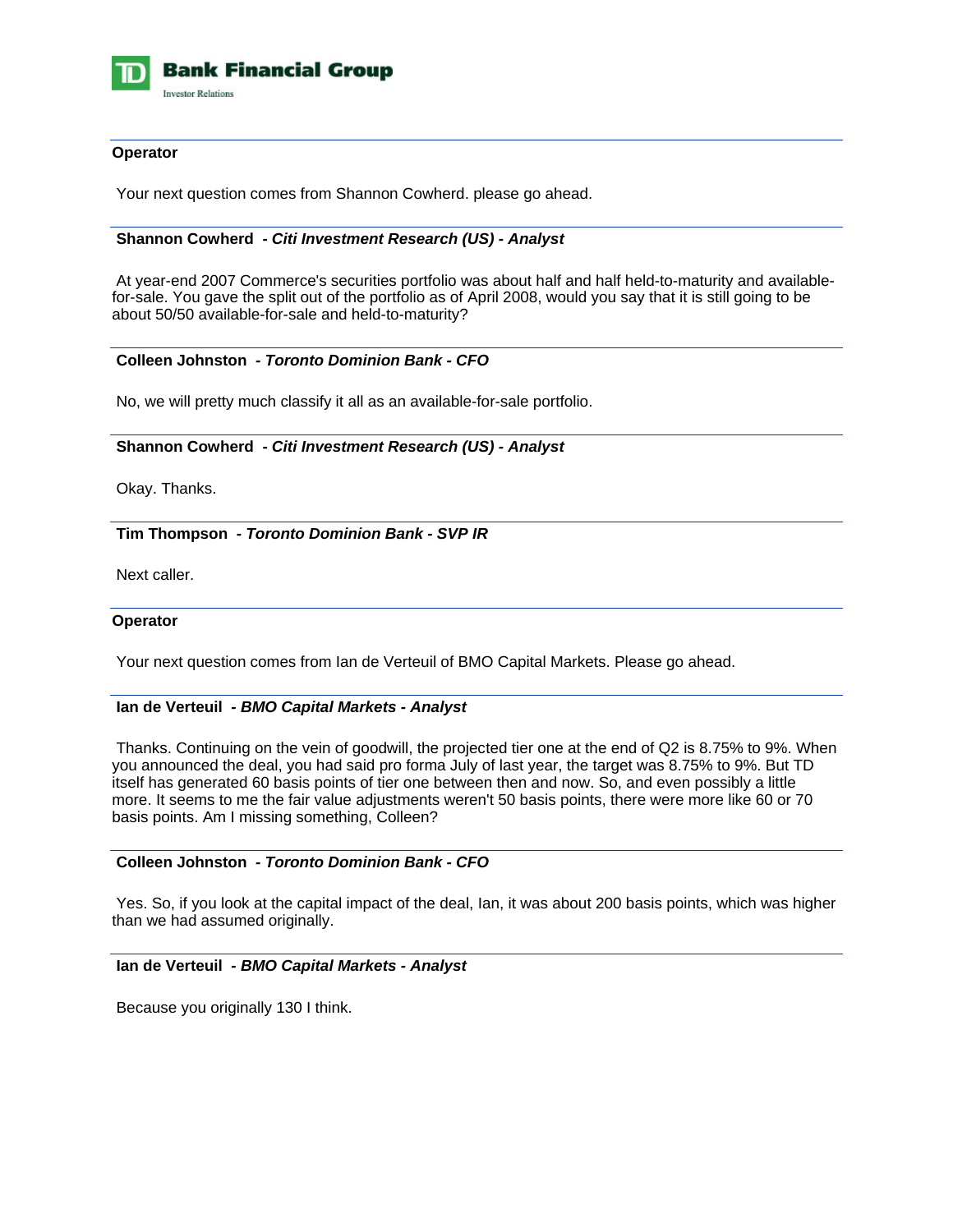**Operator**

Your next question comes from Shannon Cowherd. please go ahead.

---

**Shannon Cowherd** *- Citi Investment Research (US) - Analyst*

At year-end 2007 Commerce's securities portfolio was about half and half held-to-maturity and available-for-sale. You gave the split out of the portfolio as of April 2008, would you say that it is still going to be about 50/50 available-for-sale and held-to-maturity?

---

**Colleen Johnston** *- Toronto Dominion Bank - CFO*

No, we will pretty much classify it all as an available-for-sale portfolio.

---

**Shannon Cowherd** *- Citi Investment Research (US) - Analyst*

Okay. Thanks.

---

**Tim Thompson** *- Toronto Dominion Bank - SVP IR*

Next caller.

---

**Operator**

Your next question comes from Ian de Verteuil of BMO Capital Markets. Please go ahead.

---

**Ian de Verteuil** *- BMO Capital Markets - Analyst*

Thanks. Continuing on the vein of goodwill, the projected tier one at the end of Q2 is 8.75% to 9%. When you announced the deal, you had said pro forma July of last year, the target was 8.75% to 9%. But TD itself has generated 60 basis points of tier one between then and now. So, and even possibly a little more. It seems to me the fair value adjustments weren't 50 basis points, there were more like 60 or 70 basis points. Am I missing something, Colleen?

---

**Colleen Johnston** *- Toronto Dominion Bank - CFO*

Yes. So, if you look at the capital impact of the deal, Ian, it was about 200 basis points, which was higher than we had assumed originally.

---

**Ian de Verteuil** *- BMO Capital Markets - Analyst*

Because you originally 130 I think.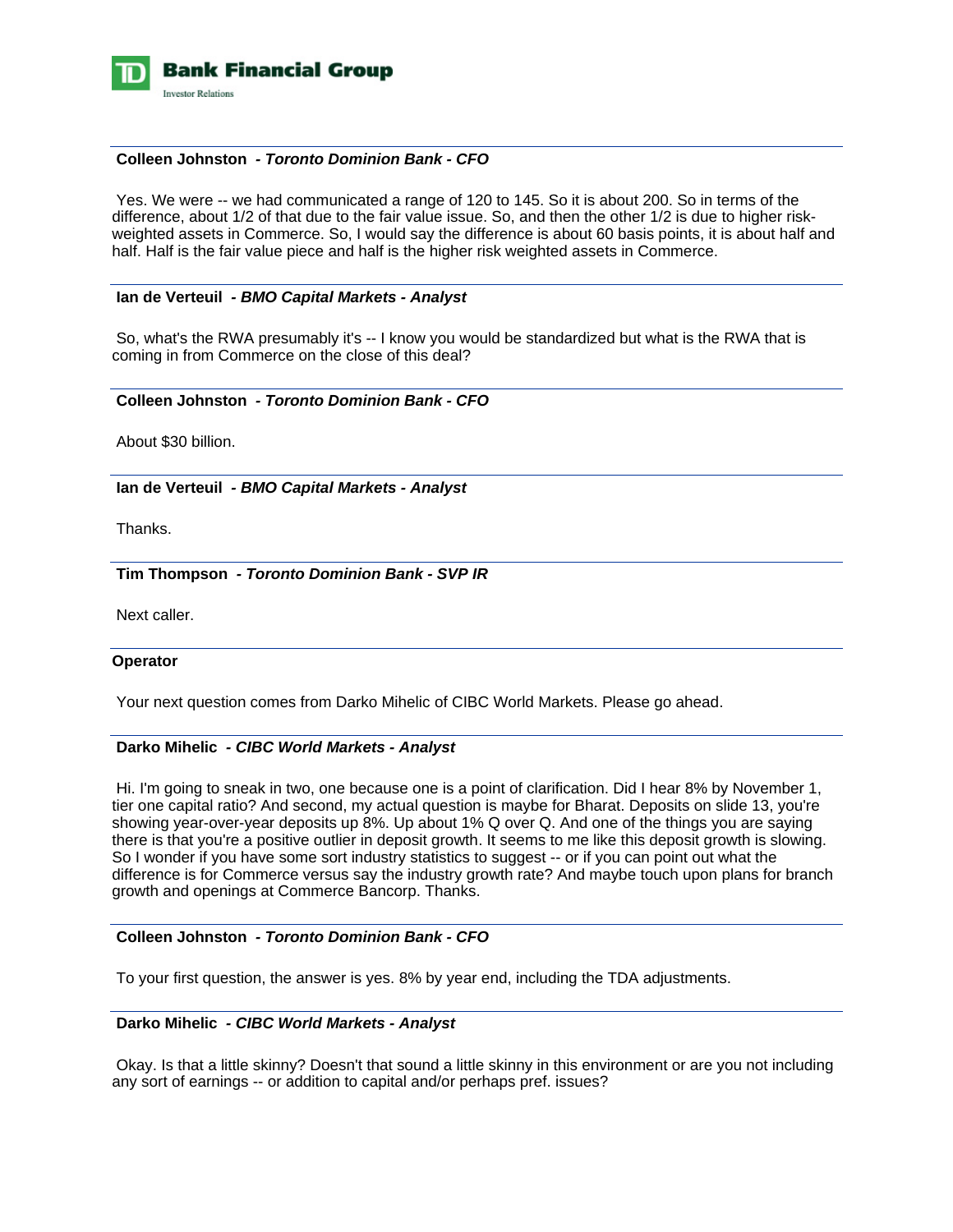**Colleen Johnston** *- Toronto Dominion Bank - CFO*

Yes. We were -- we had communicated a range of 120 to 145. So it is about 200. So in terms of the difference, about 1/2 of that due to the fair value issue. So, and then the other 1/2 is due to higher risk-weighted assets in Commerce. So, I would say the difference is about 60 basis points, it is about half and half. Half is the fair value piece and half is the higher risk weighted assets in Commerce.

**Ian de Verteuil** *- BMO Capital Markets - Analyst*

So, what's the RWA presumably it's -- I know you would be standardized but what is the RWA that is coming in from Commerce on the close of this deal?

**Colleen Johnston** *- Toronto Dominion Bank - CFO*

About $30 billion.

**Ian de Verteuil** *- BMO Capital Markets - Analyst*

Thanks.

**Tim Thompson** *- Toronto Dominion Bank - SVP IR*

Next caller.

**Operator**

Your next question comes from Darko Mihelic of CIBC World Markets. Please go ahead.

**Darko Mihelic** *- CIBC World Markets - Analyst*

Hi. I'm going to sneak in two, one because one is a point of clarification. Did I hear 8% by November 1, tier one capital ratio? And second, my actual question is maybe for Bharat. Deposits on slide 13, you're showing year-over-year deposits up 8%. Up about 1% Q over Q. And one of the things you are saying there is that you're a positive outlier in deposit growth. It seems to me like this deposit growth is slowing. So I wonder if you have some sort industry statistics to suggest -- or if you can point out what the difference is for Commerce versus say the industry growth rate? And maybe touch upon plans for branch growth and openings at Commerce Bancorp. Thanks.

**Colleen Johnston** *- Toronto Dominion Bank - CFO*

To your first question, the answer is yes. 8% by year end, including the TDA adjustments.

**Darko Mihelic** *- CIBC World Markets - Analyst*

Okay. Is that a little skinny? Doesn't that sound a little skinny in this environment or are you not including any sort of earnings -- or addition to capital and/or perhaps pref. issues?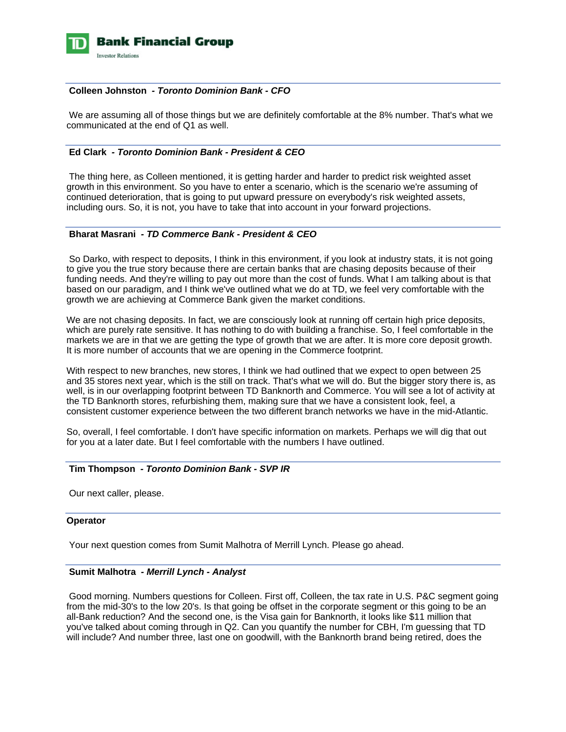**Colleen Johnston** *- **Toronto Dominion Bank - CFO***

We are assuming all of those things but we are definitely comfortable at the 8% number. That's what we communicated at the end of Q1 as well.

**Ed Clark** *- **Toronto Dominion Bank - President & CEO***

The thing here, as Colleen mentioned, it is getting harder and harder to predict risk weighted asset growth in this environment. So you have to enter a scenario, which is the scenario we're assuming of continued deterioration, that is going to put upward pressure on everybody's risk weighted assets, including ours. So, it is not, you have to take that into account in your forward projections.

**Bharat Masrani** *- **TD Commerce Bank - President & CEO***

So Darko, with respect to deposits, I think in this environment, if you look at industry stats, it is not going to give you the true story because there are certain banks that are chasing deposits because of their funding needs. And they're willing to pay out more than the cost of funds. What I am talking about is that based on our paradigm, and I think we've outlined what we do at TD, we feel very comfortable with the growth we are achieving at Commerce Bank given the market conditions.

We are not chasing deposits. In fact, we are consciously look at running off certain high price deposits, which are purely rate sensitive. It has nothing to do with building a franchise. So, I feel comfortable in the markets we are in that we are getting the type of growth that we are after. It is more core deposit growth. It is more number of accounts that we are opening in the Commerce footprint.

With respect to new branches, new stores, I think we had outlined that we expect to open between 25 and 35 stores next year, which is the still on track. That's what we will do. But the bigger story there is, as well, is in our overlapping footprint between TD Banknorth and Commerce. You will see a lot of activity at the TD Banknorth stores, refurbishing them, making sure that we have a consistent look, feel, a consistent customer experience between the two different branch networks we have in the mid-Atlantic.

So, overall, I feel comfortable. I don't have specific information on markets. Perhaps we will dig that out for you at a later date. But I feel comfortable with the numbers I have outlined.

**Tim Thompson** *- **Toronto Dominion Bank - SVP IR***

Our next caller, please.

**Operator**

Your next question comes from Sumit Malhotra of Merrill Lynch. Please go ahead.

**Sumit Malhotra** *- **Merrill Lynch - Analyst***

Good morning. Numbers questions for Colleen. First off, Colleen, the tax rate in U.S. P&C segment going from the mid-30's to the low 20's. Is that going be offset in the corporate segment or this going to be an all-Bank reduction? And the second one, is the Visa gain for Banknorth, it looks like $11 million that you've talked about coming through in Q2. Can you quantify the number for CBH, I'm guessing that TD will include? And number three, last one on goodwill, with the Banknorth brand being retired, does the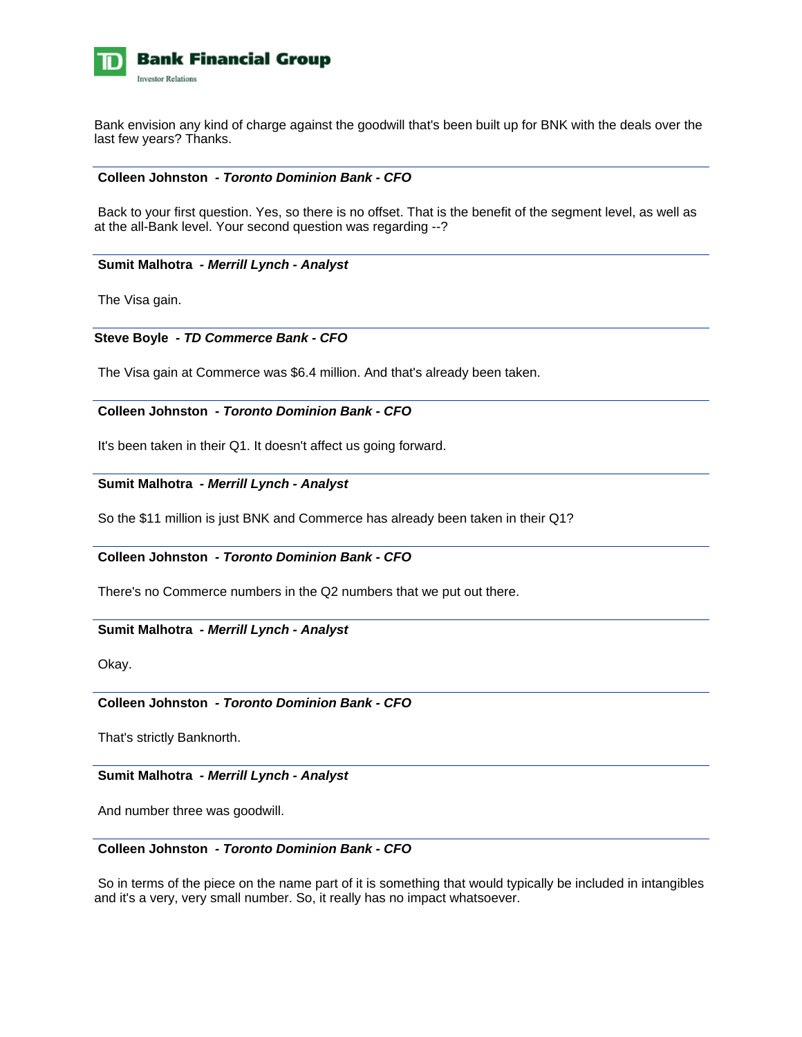Bank envision any kind of charge against the goodwill that's been built up for BNK with the deals over the last few years? Thanks.

---

**Colleen Johnston** - ***Toronto Dominion Bank - CFO***

Back to your first question. Yes, so there is no offset. That is the benefit of the segment level, as well as at the all-Bank level. Your second question was regarding --?

---

**Sumit Malhotra** - ***Merrill Lynch - Analyst***

The Visa gain.

---

**Steve Boyle** - ***TD Commerce Bank - CFO***

The Visa gain at Commerce was $6.4 million. And that's already been taken.

---

**Colleen Johnston** - ***Toronto Dominion Bank - CFO***

It's been taken in their Q1. It doesn't affect us going forward.

---

**Sumit Malhotra** - ***Merrill Lynch - Analyst***

So the $11 million is just BNK and Commerce has already been taken in their Q1?

---

**Colleen Johnston** - ***Toronto Dominion Bank - CFO***

There's no Commerce numbers in the Q2 numbers that we put out there.

---

**Sumit Malhotra** - ***Merrill Lynch - Analyst***

Okay.

---

**Colleen Johnston** - ***Toronto Dominion Bank - CFO***

That's strictly Banknorth.

---

**Sumit Malhotra** - ***Merrill Lynch - Analyst***

And number three was goodwill.

---

**Colleen Johnston** - ***Toronto Dominion Bank - CFO***

So in terms of the piece on the name part of it is something that would typically be included in intangibles and it's a very, very small number. So, it really has no impact whatsoever.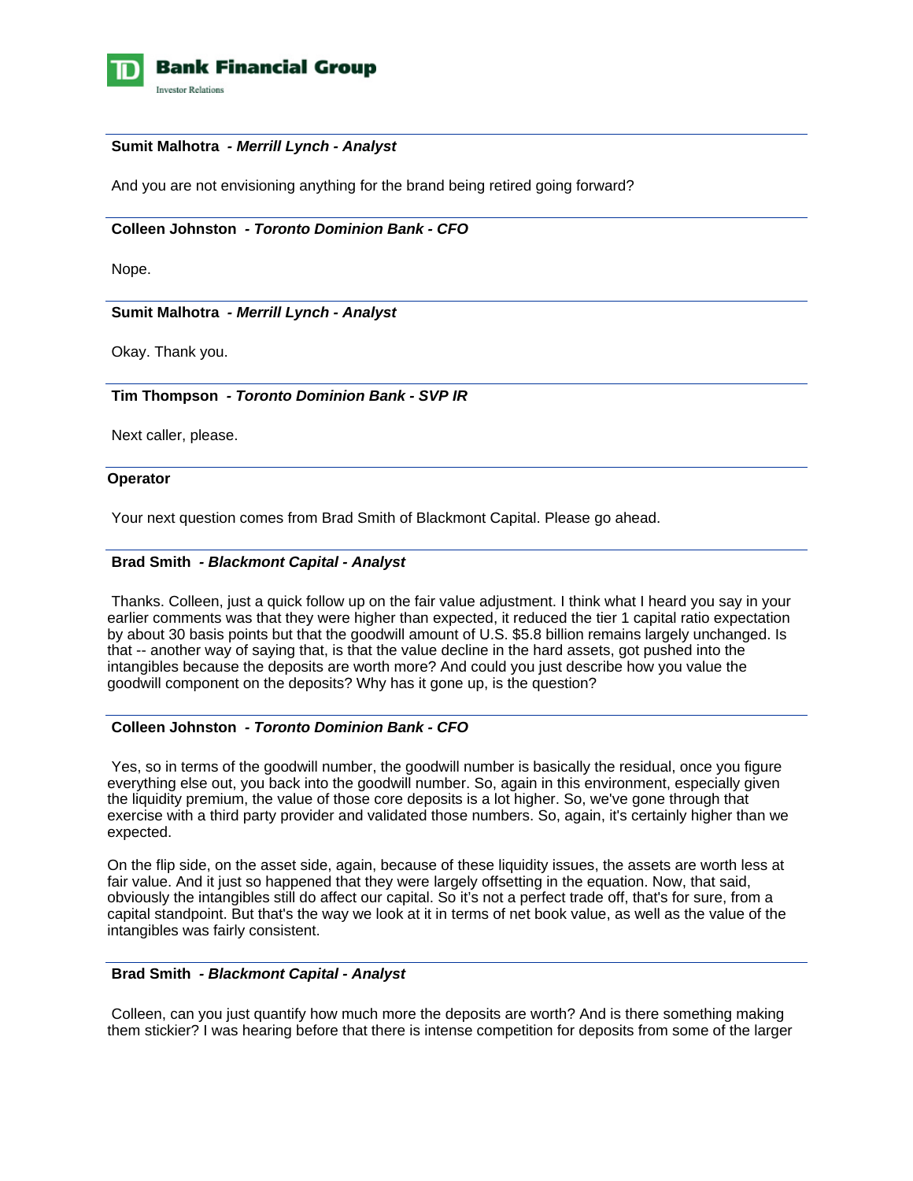**Sumit Malhotra** *- Merrill Lynch - Analyst*

And you are not envisioning anything for the brand being retired going forward?

**Colleen Johnston** *- Toronto Dominion Bank - CFO*

Nope.

**Sumit Malhotra** *- Merrill Lynch - Analyst*

Okay. Thank you.

**Tim Thompson** *- Toronto Dominion Bank - SVP IR*

Next caller, please.

**Operator**

Your next question comes from Brad Smith of Blackmont Capital. Please go ahead.

**Brad Smith** *- Blackmont Capital - Analyst*

Thanks. Colleen, just a quick follow up on the fair value adjustment. I think what I heard you say in your earlier comments was that they were higher than expected, it reduced the tier 1 capital ratio expectation by about 30 basis points but that the goodwill amount of U.S. $5.8 billion remains largely unchanged. Is that -- another way of saying that, is that the value decline in the hard assets, got pushed into the intangibles because the deposits are worth more? And could you just describe how you value the goodwill component on the deposits? Why has it gone up, is the question?

**Colleen Johnston** *- Toronto Dominion Bank - CFO*

Yes, so in terms of the goodwill number, the goodwill number is basically the residual, once you figure everything else out, you back into the goodwill number. So, again in this environment, especially given the liquidity premium, the value of those core deposits is a lot higher. So, we've gone through that exercise with a third party provider and validated those numbers. So, again, it's certainly higher than we expected.

On the flip side, on the asset side, again, because of these liquidity issues, the assets are worth less at fair value. And it just so happened that they were largely offsetting in the equation. Now, that said, obviously the intangibles still do affect our capital. So it's not a perfect trade off, that's for sure, from a capital standpoint. But that's the way we look at it in terms of net book value, as well as the value of the intangibles was fairly consistent.

**Brad Smith** *- Blackmont Capital - Analyst*

Colleen, can you just quantify how much more the deposits are worth? And is there something making them stickier? I was hearing before that there is intense competition for deposits from some of the larger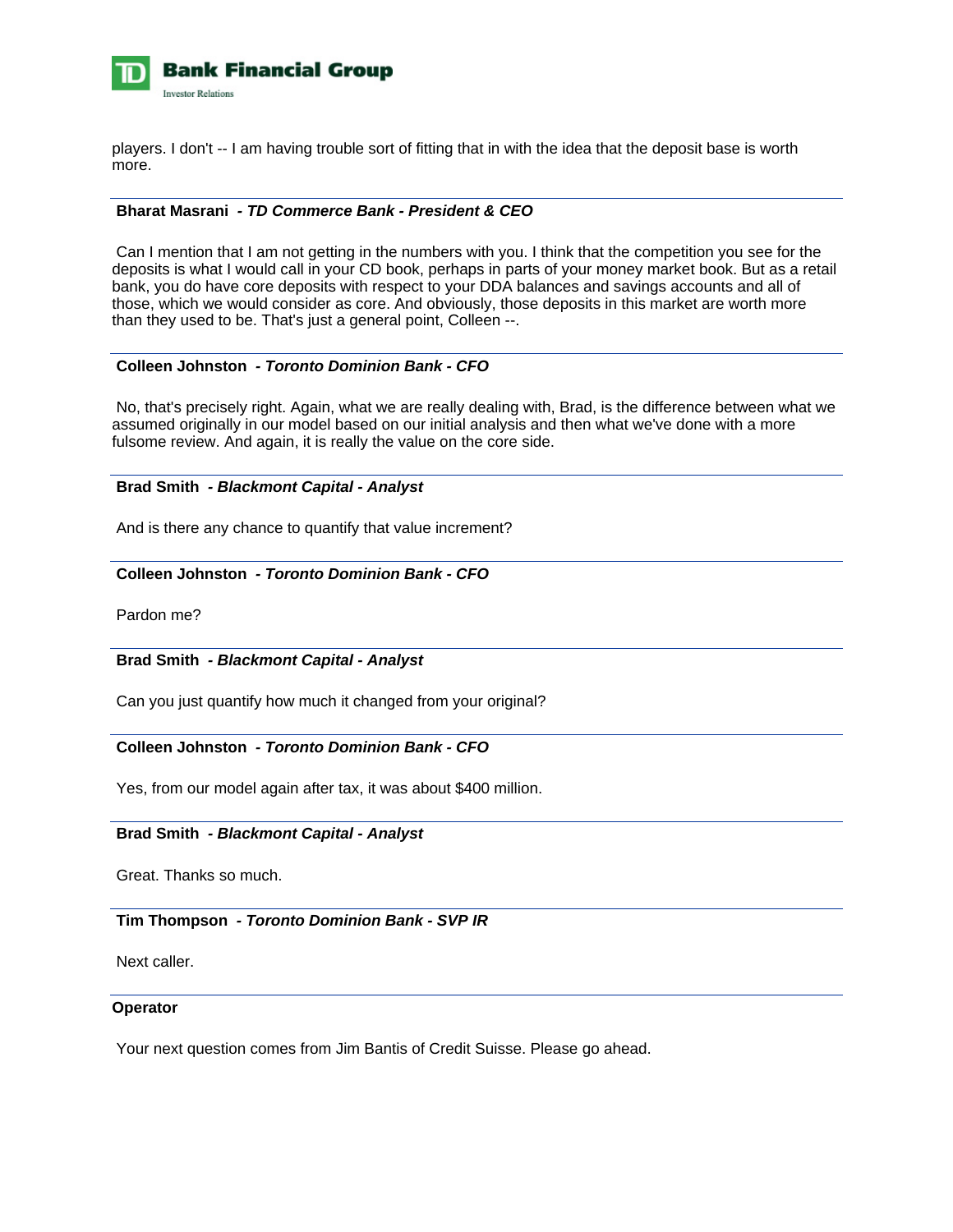players. I don't -- I am having trouble sort of fitting that in with the idea that the deposit base is worth more.

---

**Bharat Masrani** *- TD Commerce Bank - President & CEO*

Can I mention that I am not getting in the numbers with you. I think that the competition you see for the deposits is what I would call in your CD book, perhaps in parts of your money market book. But as a retail bank, you do have core deposits with respect to your DDA balances and savings accounts and all of those, which we would consider as core. And obviously, those deposits in this market are worth more than they used to be. That's just a general point, Colleen --.

---

**Colleen Johnston** *- Toronto Dominion Bank - CFO*

No, that's precisely right. Again, what we are really dealing with, Brad, is the difference between what we assumed originally in our model based on our initial analysis and then what we've done with a more fulsome review. And again, it is really the value on the core side.

---

**Brad Smith** *- Blackmont Capital - Analyst*

And is there any chance to quantify that value increment?

---

**Colleen Johnston** *- Toronto Dominion Bank - CFO*

Pardon me?

---

**Brad Smith** *- Blackmont Capital - Analyst*

Can you just quantify how much it changed from your original?

---

**Colleen Johnston** *- Toronto Dominion Bank - CFO*

Yes, from our model again after tax, it was about $400 million.

---

**Brad Smith** *- Blackmont Capital - Analyst*

Great. Thanks so much.

---

**Tim Thompson** *- Toronto Dominion Bank - SVP IR*

Next caller.

---

**Operator**

Your next question comes from Jim Bantis of Credit Suisse. Please go ahead.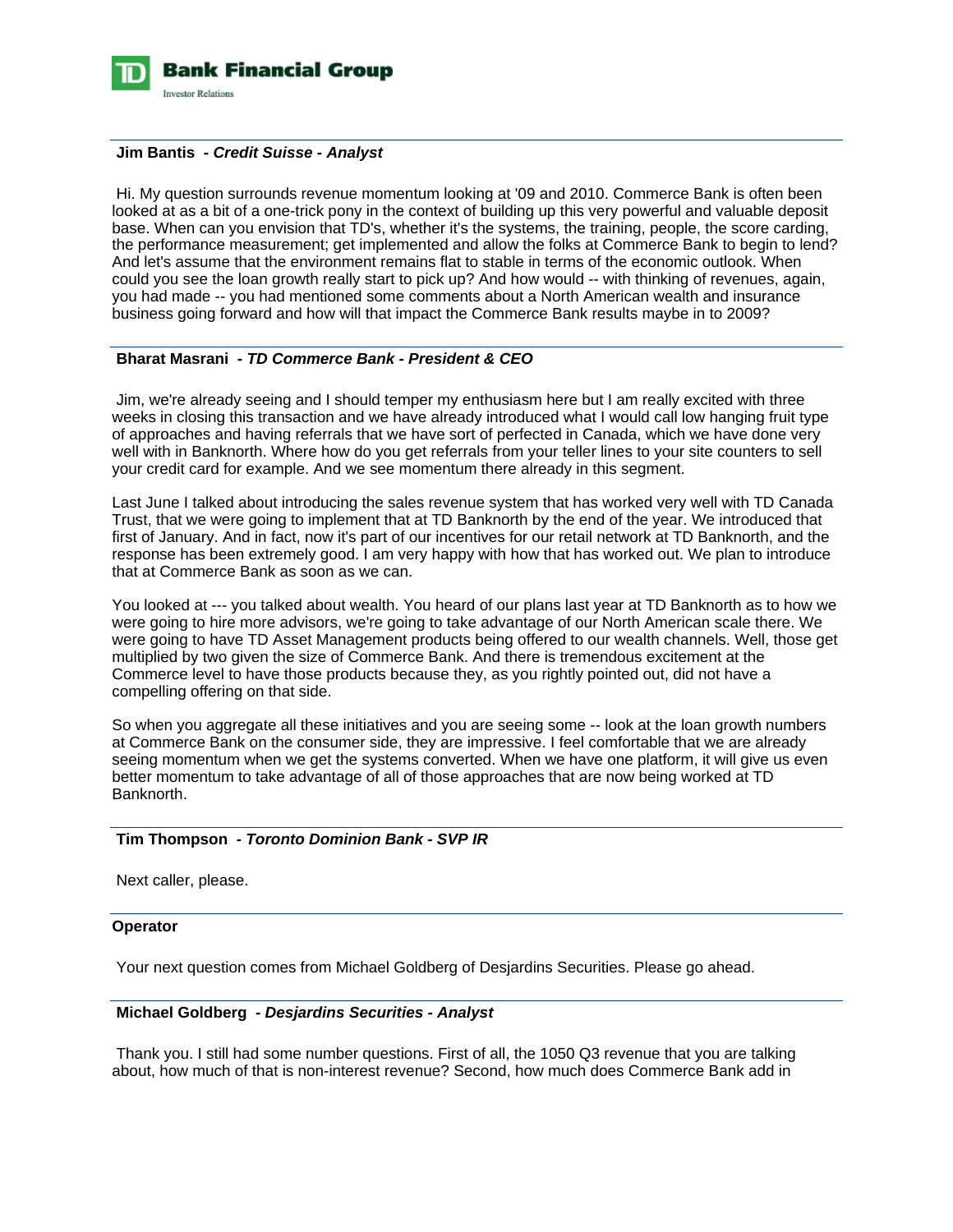**Jim Bantis** *- Credit Suisse - Analyst*

Hi. My question surrounds revenue momentum looking at '09 and 2010. Commerce Bank is often been looked at as a bit of a one-trick pony in the context of building up this very powerful and valuable deposit base. When can you envision that TD's, whether it's the systems, the training, people, the score carding, the performance measurement; get implemented and allow the folks at Commerce Bank to begin to lend? And let's assume that the environment remains flat to stable in terms of the economic outlook. When could you see the loan growth really start to pick up? And how would -- with thinking of revenues, again, you had made -- you had mentioned some comments about a North American wealth and insurance business going forward and how will that impact the Commerce Bank results maybe in to 2009?

**Bharat Masrani** *- TD Commerce Bank - President & CEO*

Jim, we're already seeing and I should temper my enthusiasm here but I am really excited with three weeks in closing this transaction and we have already introduced what I would call low hanging fruit type of approaches and having referrals that we have sort of perfected in Canada, which we have done very well with in Banknorth. Where how do you get referrals from your teller lines to your site counters to sell your credit card for example. And we see momentum there already in this segment.

Last June I talked about introducing the sales revenue system that has worked very well with TD Canada Trust, that we were going to implement that at TD Banknorth by the end of the year. We introduced that first of January. And in fact, now it's part of our incentives for our retail network at TD Banknorth, and the response has been extremely good. I am very happy with how that has worked out. We plan to introduce that at Commerce Bank as soon as we can.

You looked at --- you talked about wealth. You heard of our plans last year at TD Banknorth as to how we were going to hire more advisors, we're going to take advantage of our North American scale there. We were going to have TD Asset Management products being offered to our wealth channels. Well, those get multiplied by two given the size of Commerce Bank. And there is tremendous excitement at the Commerce level to have those products because they, as you rightly pointed out, did not have a compelling offering on that side.

So when you aggregate all these initiatives and you are seeing some -- look at the loan growth numbers at Commerce Bank on the consumer side, they are impressive. I feel comfortable that we are already seeing momentum when we get the systems converted. When we have one platform, it will give us even better momentum to take advantage of all of those approaches that are now being worked at TD Banknorth.

**Tim Thompson** *- Toronto Dominion Bank - SVP IR*

Next caller, please.

**Operator**

Your next question comes from Michael Goldberg of Desjardins Securities. Please go ahead.

**Michael Goldberg** *- Desjardins Securities - Analyst*

Thank you. I still had some number questions. First of all, the 1050 Q3 revenue that you are talking about, how much of that is non-interest revenue? Second, how much does Commerce Bank add in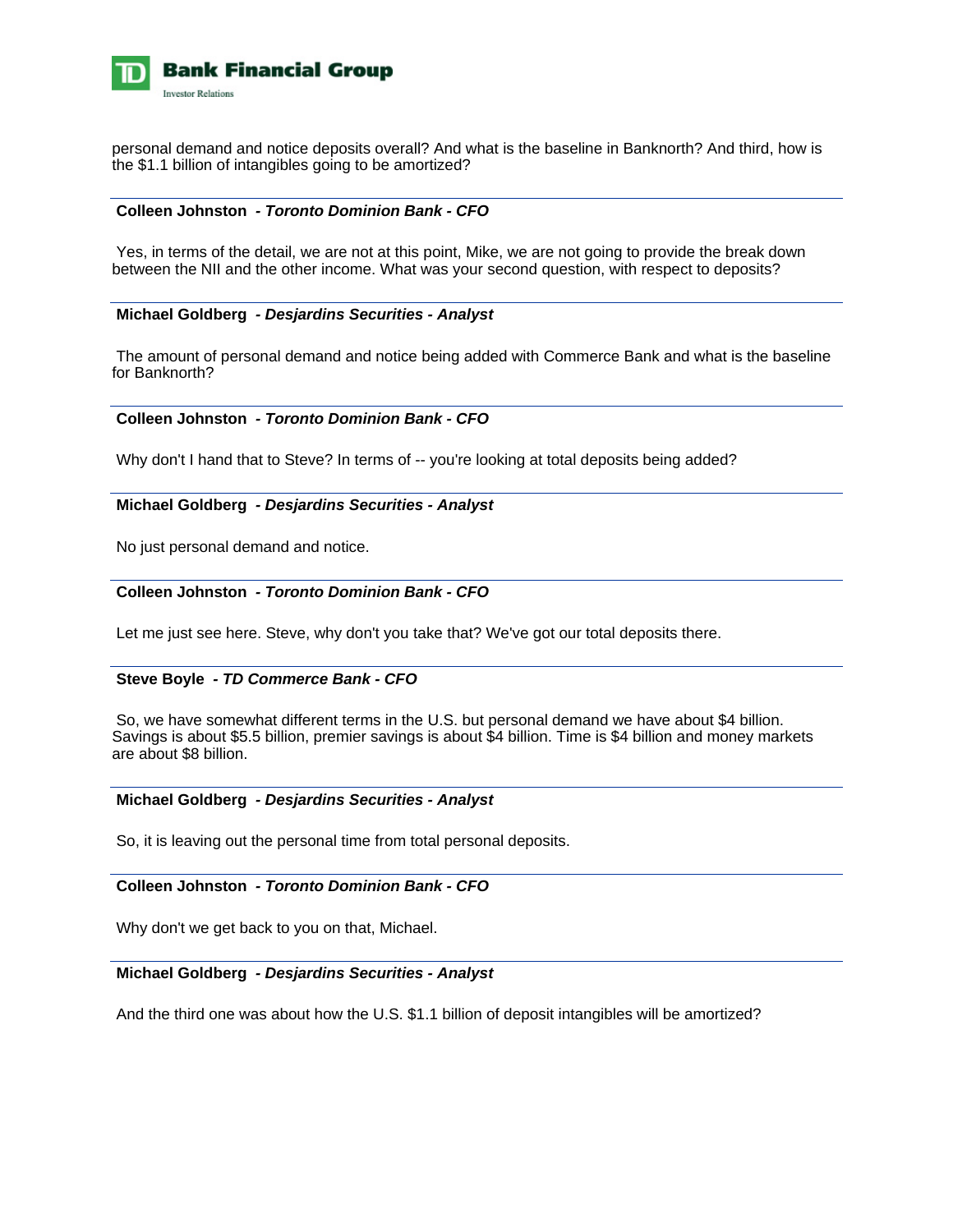personal demand and notice deposits overall? And what is the baseline in Banknorth? And third, how is the $1.1 billion of intangibles going to be amortized?

---

**Colleen Johnston** *- Toronto Dominion Bank - CFO*

Yes, in terms of the detail, we are not at this point, Mike, we are not going to provide the break down between the NII and the other income. What was your second question, with respect to deposits?

---

**Michael Goldberg** *- Desjardins Securities - Analyst*

The amount of personal demand and notice being added with Commerce Bank and what is the baseline for Banknorth?

---

**Colleen Johnston** *- Toronto Dominion Bank - CFO*

Why don't I hand that to Steve? In terms of -- you're looking at total deposits being added?

---

**Michael Goldberg** *- Desjardins Securities - Analyst*

No just personal demand and notice.

---

**Colleen Johnston** *- Toronto Dominion Bank - CFO*

Let me just see here. Steve, why don't you take that? We've got our total deposits there.

---

**Steve Boyle** *- TD Commerce Bank - CFO*

So, we have somewhat different terms in the U.S. but personal demand we have about $4 billion. Savings is about $5.5 billion, premier savings is about $4 billion. Time is $4 billion and money markets are about $8 billion.

---

**Michael Goldberg** *- Desjardins Securities - Analyst*

So, it is leaving out the personal time from total personal deposits.

---

**Colleen Johnston** *- Toronto Dominion Bank - CFO*

Why don't we get back to you on that, Michael.

---

**Michael Goldberg** *- Desjardins Securities - Analyst*

And the third one was about how the U.S. $1.1 billion of deposit intangibles will be amortized?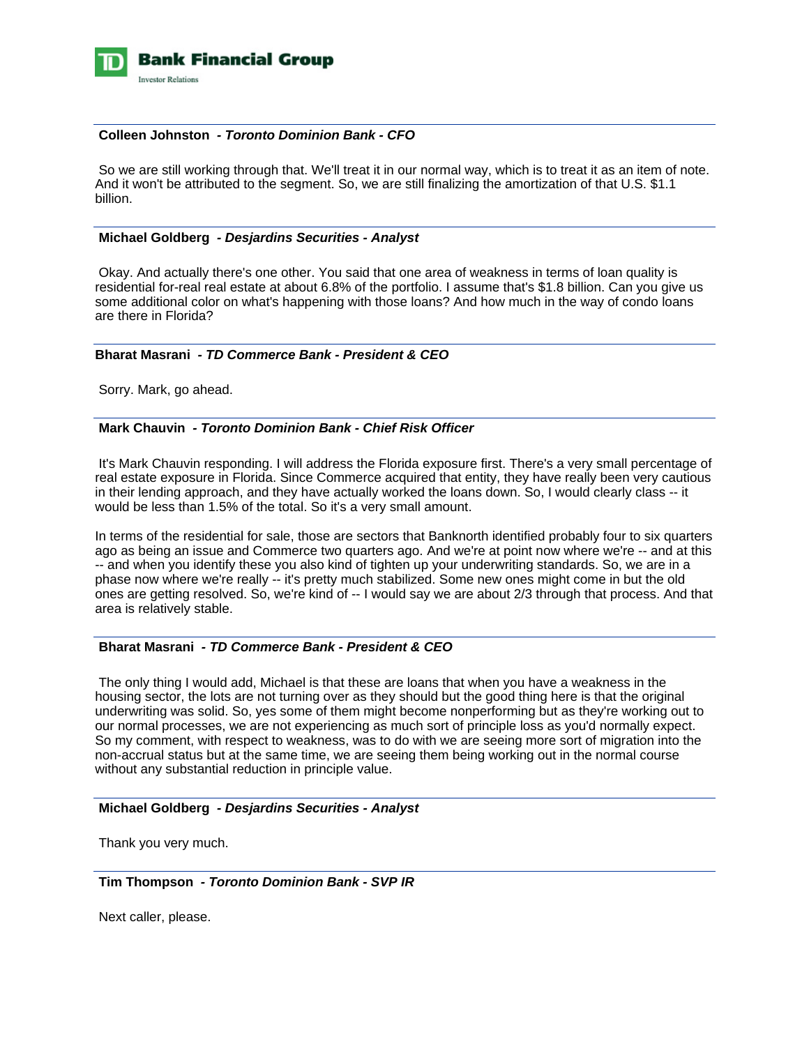**Colleen Johnston** *- Toronto Dominion Bank - CFO*

So we are still working through that. We'll treat it in our normal way, which is to treat it as an item of note. And it won't be attributed to the segment. So, we are still finalizing the amortization of that U.S. $1.1 billion.

**Michael Goldberg** *- Desjardins Securities - Analyst*

Okay. And actually there's one other. You said that one area of weakness in terms of loan quality is residential for-real real estate at about 6.8% of the portfolio. I assume that's $1.8 billion. Can you give us some additional color on what's happening with those loans? And how much in the way of condo loans are there in Florida?

**Bharat Masrani** *- TD Commerce Bank - President & CEO*

Sorry. Mark, go ahead.

**Mark Chauvin** *- Toronto Dominion Bank - Chief Risk Officer*

It's Mark Chauvin responding. I will address the Florida exposure first. There's a very small percentage of real estate exposure in Florida. Since Commerce acquired that entity, they have really been very cautious in their lending approach, and they have actually worked the loans down. So, I would clearly class -- it would be less than 1.5% of the total. So it's a very small amount.

In terms of the residential for sale, those are sectors that Banknorth identified probably four to six quarters ago as being an issue and Commerce two quarters ago. And we're at point now where we're -- and at this -- and when you identify these you also kind of tighten up your underwriting standards. So, we are in a phase now where we're really -- it's pretty much stabilized. Some new ones might come in but the old ones are getting resolved. So, we're kind of -- I would say we are about 2/3 through that process. And that area is relatively stable.

**Bharat Masrani** *- TD Commerce Bank - President & CEO*

The only thing I would add, Michael is that these are loans that when you have a weakness in the housing sector, the lots are not turning over as they should but the good thing here is that the original underwriting was solid. So, yes some of them might become nonperforming but as they're working out to our normal processes, we are not experiencing as much sort of principle loss as you'd normally expect. So my comment, with respect to weakness, was to do with we are seeing more sort of migration into the non-accrual status but at the same time, we are seeing them being working out in the normal course without any substantial reduction in principle value.

**Michael Goldberg** *- Desjardins Securities - Analyst*

Thank you very much.

**Tim Thompson** *- Toronto Dominion Bank - SVP IR*

Next caller, please.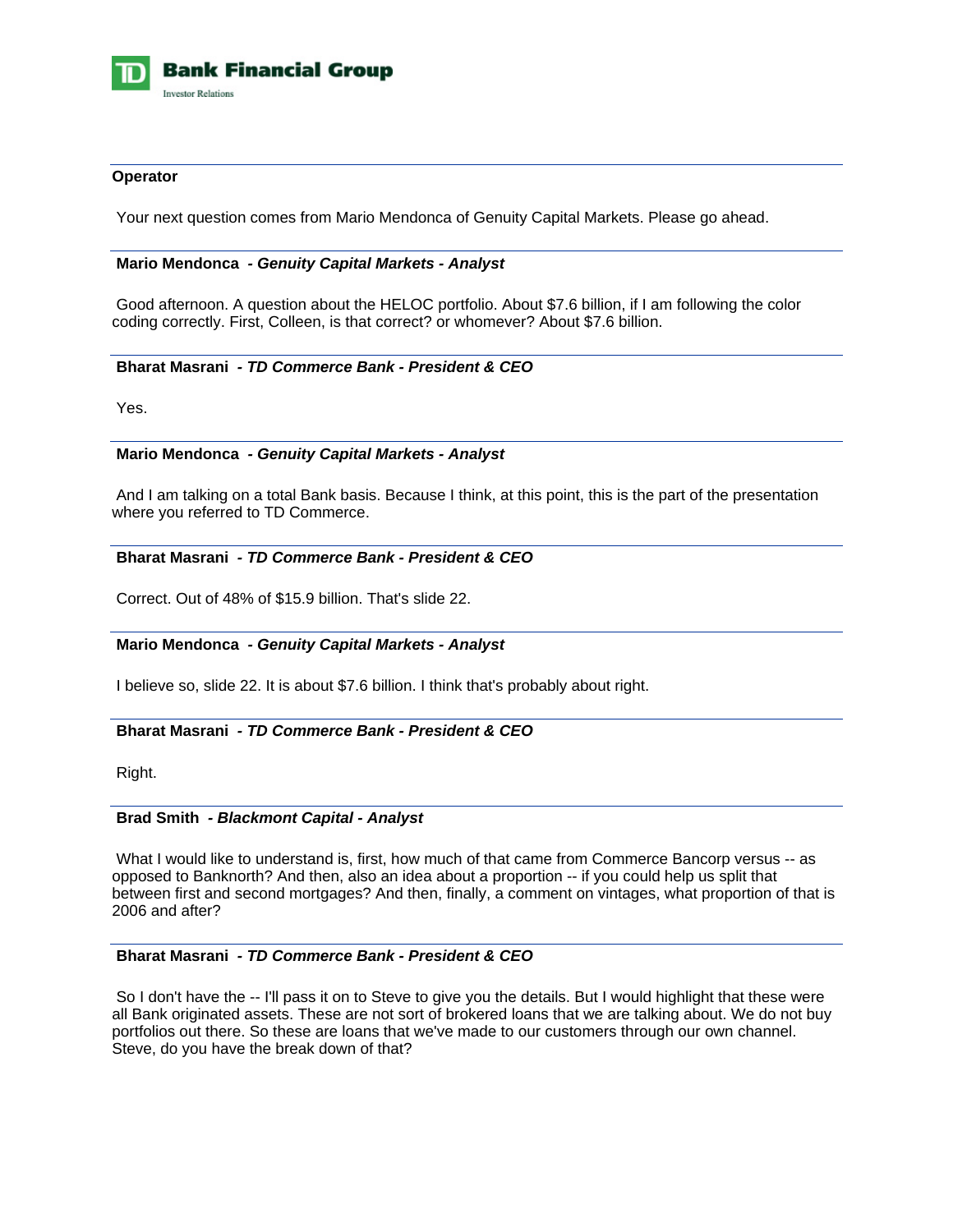**Operator**

Your next question comes from Mario Mendonca of Genuity Capital Markets. Please go ahead.

---

**Mario Mendonca** - ***Genuity Capital Markets - Analyst***

Good afternoon. A question about the HELOC portfolio. About $7.6 billion, if I am following the color coding correctly. First, Colleen, is that correct? or whomever? About $7.6 billion.

---

**Bharat Masrani** - ***TD Commerce Bank - President & CEO***

Yes.

---

**Mario Mendonca** - ***Genuity Capital Markets - Analyst***

And I am talking on a total Bank basis. Because I think, at this point, this is the part of the presentation where you referred to TD Commerce.

---

**Bharat Masrani** - ***TD Commerce Bank - President & CEO***

Correct. Out of 48% of $15.9 billion. That's slide 22.

---

**Mario Mendonca** - ***Genuity Capital Markets - Analyst***

I believe so, slide 22. It is about $7.6 billion. I think that's probably about right.

---

**Bharat Masrani** - ***TD Commerce Bank - President & CEO***

Right.

---

**Brad Smith** - ***Blackmont Capital - Analyst***

What I would like to understand is, first, how much of that came from Commerce Bancorp versus -- as opposed to Banknorth? And then, also an idea about a proportion -- if you could help us split that between first and second mortgages? And then, finally, a comment on vintages, what proportion of that is 2006 and after?

---

**Bharat Masrani** - ***TD Commerce Bank - President & CEO***

So I don't have the -- I'll pass it on to Steve to give you the details. But I would highlight that these were all Bank originated assets. These are not sort of brokered loans that we are talking about. We do not buy portfolios out there. So these are loans that we've made to our customers through our own channel. Steve, do you have the break down of that?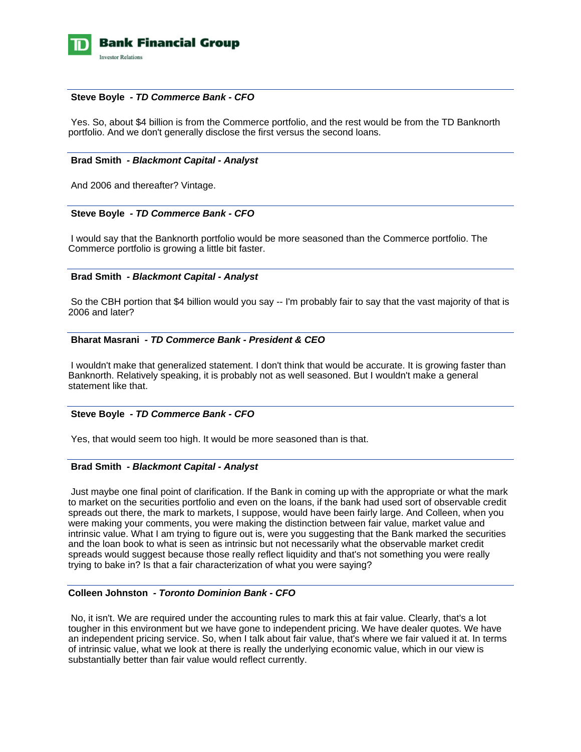**Steve Boyle** *- TD Commerce Bank - CFO*

Yes. So, about $4 billion is from the Commerce portfolio, and the rest would be from the TD Banknorth portfolio. And we don't generally disclose the first versus the second loans.

---

**Brad Smith** *- Blackmont Capital - Analyst*

And 2006 and thereafter? Vintage.

---

**Steve Boyle** *- TD Commerce Bank - CFO*

I would say that the Banknorth portfolio would be more seasoned than the Commerce portfolio. The Commerce portfolio is growing a little bit faster.

---

**Brad Smith** *- Blackmont Capital - Analyst*

So the CBH portion that $4 billion would you say -- I'm probably fair to say that the vast majority of that is 2006 and later?

---

**Bharat Masrani** *- TD Commerce Bank - President & CEO*

I wouldn't make that generalized statement. I don't think that would be accurate. It is growing faster than Banknorth. Relatively speaking, it is probably not as well seasoned. But I wouldn't make a general statement like that.

---

**Steve Boyle** *- TD Commerce Bank - CFO*

Yes, that would seem too high. It would be more seasoned than is that.

---

**Brad Smith** *- Blackmont Capital - Analyst*

Just maybe one final point of clarification. If the Bank in coming up with the appropriate or what the mark to market on the securities portfolio and even on the loans, if the bank had used sort of observable credit spreads out there, the mark to markets, I suppose, would have been fairly large. And Colleen, when you were making your comments, you were making the distinction between fair value, market value and intrinsic value. What I am trying to figure out is, were you suggesting that the Bank marked the securities and the loan book to what is seen as intrinsic but not necessarily what the observable market credit spreads would suggest because those really reflect liquidity and that's not something you were really trying to bake in? Is that a fair characterization of what you were saying?

---

**Colleen Johnston** *- Toronto Dominion Bank - CFO*

No, it isn't. We are required under the accounting rules to mark this at fair value. Clearly, that's a lot tougher in this environment but we have gone to independent pricing. We have dealer quotes. We have an independent pricing service. So, when I talk about fair value, that's where we fair valued it at. In terms of intrinsic value, what we look at there is really the underlying economic value, which in our view is substantially better than fair value would reflect currently.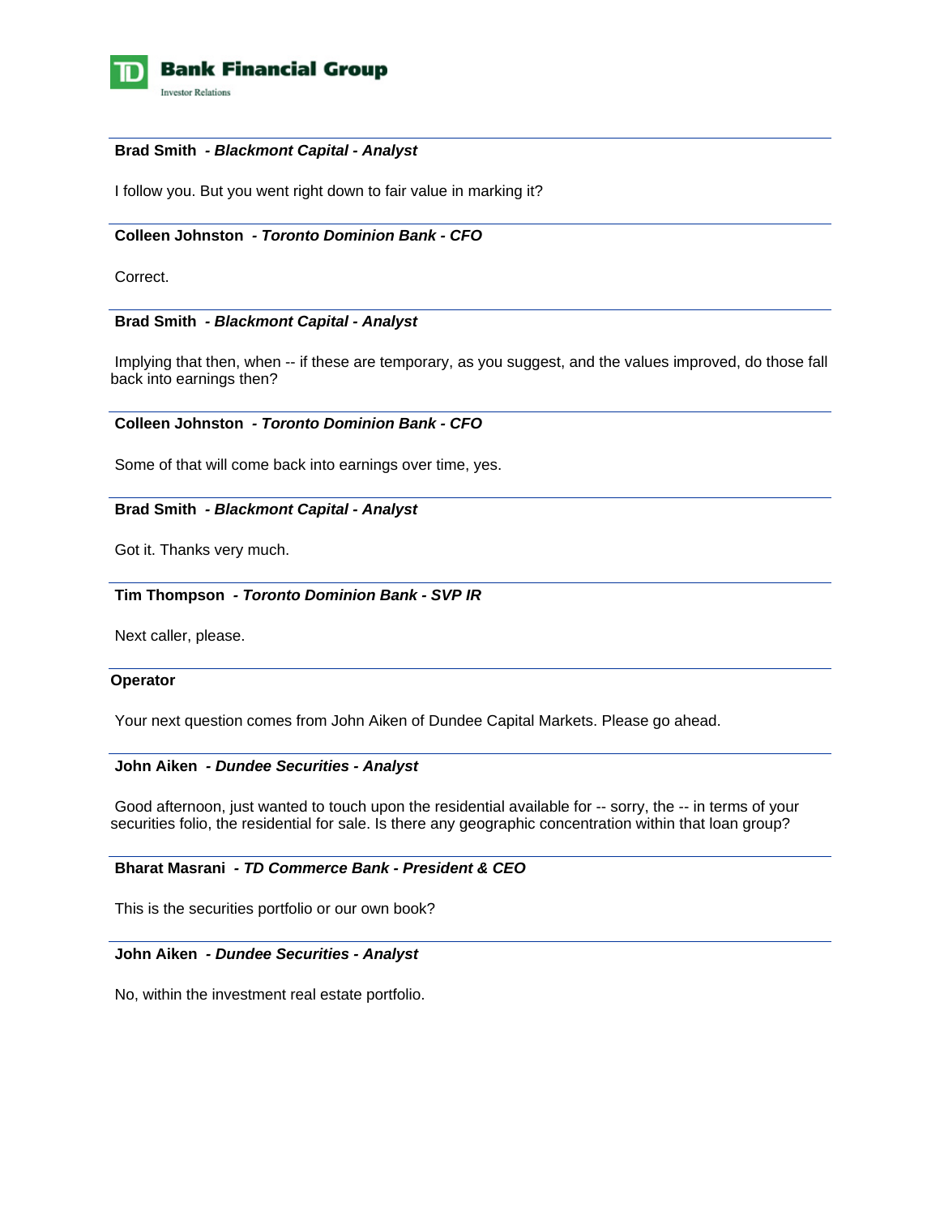**Brad Smith** *- Blackmont Capital - Analyst*

I follow you. But you went right down to fair value in marking it?

---

**Colleen Johnston** *- Toronto Dominion Bank - CFO*

Correct.

---

**Brad Smith** *- Blackmont Capital - Analyst*

Implying that then, when -- if these are temporary, as you suggest, and the values improved, do those fall back into earnings then?

---

**Colleen Johnston** *- Toronto Dominion Bank - CFO*

Some of that will come back into earnings over time, yes.

---

**Brad Smith** *- Blackmont Capital - Analyst*

Got it. Thanks very much.

---

**Tim Thompson** *- Toronto Dominion Bank - SVP IR*

Next caller, please.

---

**Operator**

Your next question comes from John Aiken of Dundee Capital Markets. Please go ahead.

---

**John Aiken** *- Dundee Securities - Analyst*

Good afternoon, just wanted to touch upon the residential available for -- sorry, the -- in terms of your securities folio, the residential for sale. Is there any geographic concentration within that loan group?

---

**Bharat Masrani** *- TD Commerce Bank - President & CEO*

This is the securities portfolio or our own book?

---

**John Aiken** *- Dundee Securities - Analyst*

No, within the investment real estate portfolio.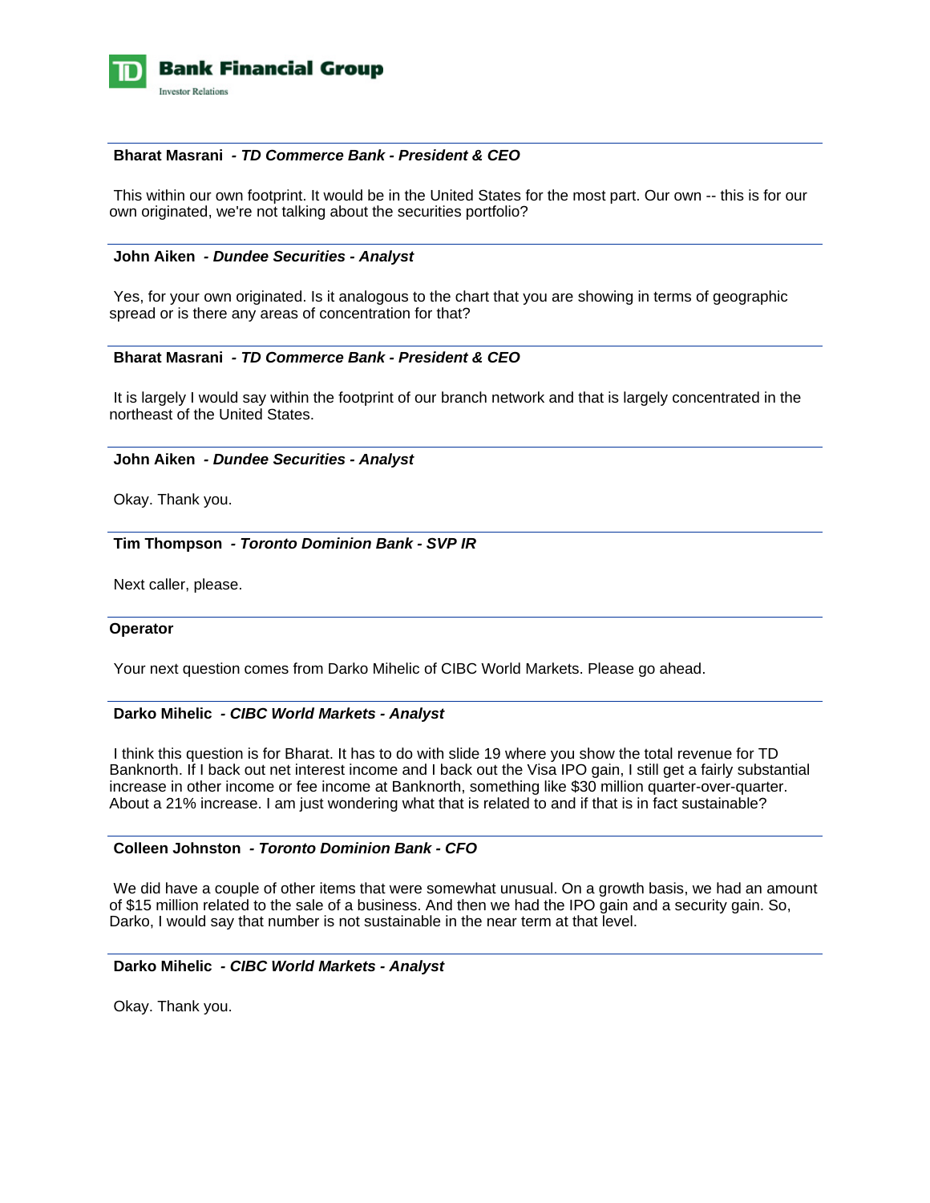**Bharat Masrani** *- TD Commerce Bank - President & CEO*

This within our own footprint. It would be in the United States for the most part. Our own -- this is for our own originated, we're not talking about the securities portfolio?

---

**John Aiken** *- Dundee Securities - Analyst*

Yes, for your own originated. Is it analogous to the chart that you are showing in terms of geographic spread or is there any areas of concentration for that?

---

**Bharat Masrani** *- TD Commerce Bank - President & CEO*

It is largely I would say within the footprint of our branch network and that is largely concentrated in the northeast of the United States.

---

**John Aiken** *- Dundee Securities - Analyst*

Okay. Thank you.

---

**Tim Thompson** *- Toronto Dominion Bank - SVP IR*

Next caller, please.

---

**Operator**

Your next question comes from Darko Mihelic of CIBC World Markets. Please go ahead.

---

**Darko Mihelic** *- CIBC World Markets - Analyst*

I think this question is for Bharat. It has to do with slide 19 where you show the total revenue for TD Banknorth. If I back out net interest income and I back out the Visa IPO gain, I still get a fairly substantial increase in other income or fee income at Banknorth, something like $30 million quarter-over-quarter. About a 21% increase. I am just wondering what that is related to and if that is in fact sustainable?

---

**Colleen Johnston** *- Toronto Dominion Bank - CFO*

We did have a couple of other items that were somewhat unusual. On a growth basis, we had an amount of $15 million related to the sale of a business. And then we had the IPO gain and a security gain. So, Darko, I would say that number is not sustainable in the near term at that level.

---

**Darko Mihelic** *- CIBC World Markets - Analyst*

Okay. Thank you.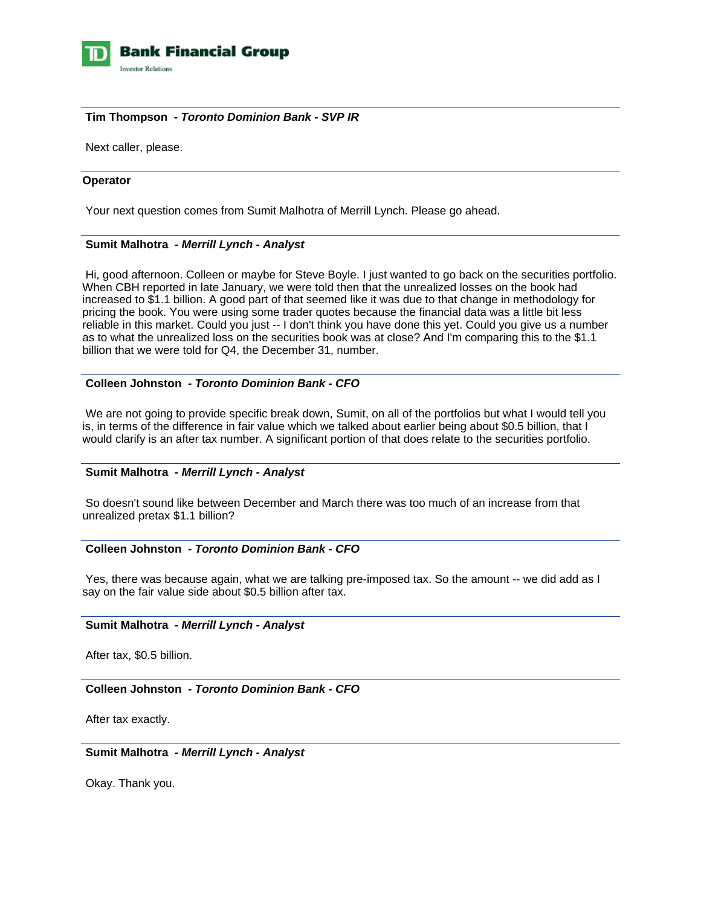**Tim Thompson** - ***Toronto Dominion Bank - SVP IR***

Next caller, please.

**Operator**

Your next question comes from Sumit Malhotra of Merrill Lynch. Please go ahead.

**Sumit Malhotra** - ***Merrill Lynch - Analyst***

Hi, good afternoon. Colleen or maybe for Steve Boyle. I just wanted to go back on the securities portfolio. When CBH reported in late January, we were told then that the unrealized losses on the book had increased to $1.1 billion. A good part of that seemed like it was due to that change in methodology for pricing the book. You were using some trader quotes because the financial data was a little bit less reliable in this market. Could you just -- I don't think you have done this yet. Could you give us a number as to what the unrealized loss on the securities book was at close? And I'm comparing this to the $1.1 billion that we were told for Q4, the December 31, number.

**Colleen Johnston** - ***Toronto Dominion Bank - CFO***

We are not going to provide specific break down, Sumit, on all of the portfolios but what I would tell you is, in terms of the difference in fair value which we talked about earlier being about $0.5 billion, that I would clarify is an after tax number. A significant portion of that does relate to the securities portfolio.

**Sumit Malhotra** - ***Merrill Lynch - Analyst***

So doesn't sound like between December and March there was too much of an increase from that unrealized pretax $1.1 billion?

**Colleen Johnston** - ***Toronto Dominion Bank - CFO***

Yes, there was because again, what we are talking pre-imposed tax. So the amount -- we did add as I say on the fair value side about $0.5 billion after tax.

**Sumit Malhotra** - ***Merrill Lynch - Analyst***

After tax, $0.5 billion.

**Colleen Johnston** - ***Toronto Dominion Bank - CFO***

After tax exactly.

**Sumit Malhotra** - ***Merrill Lynch - Analyst***

Okay. Thank you.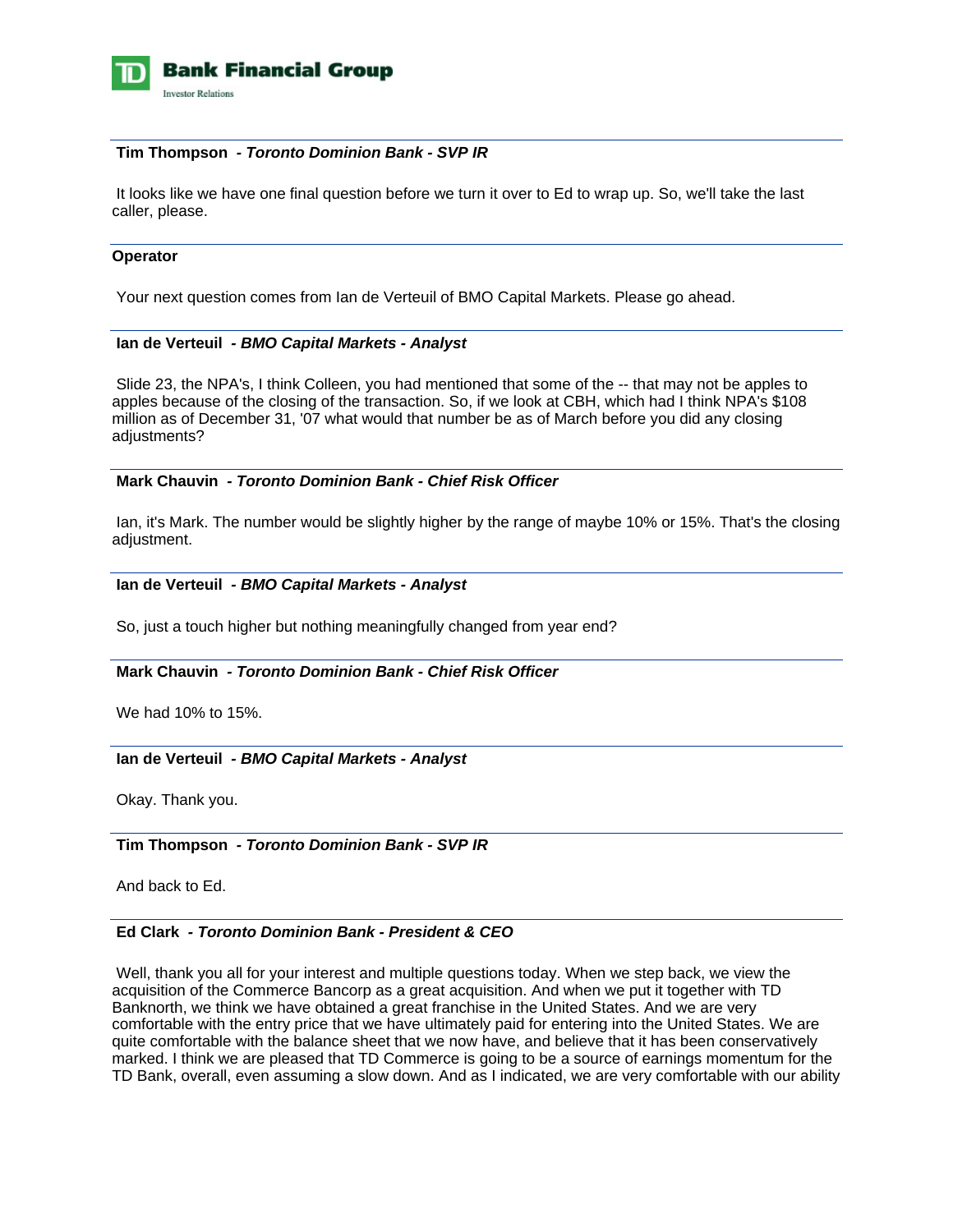**Tim Thompson** - ***Toronto Dominion Bank - SVP IR***

It looks like we have one final question before we turn it over to Ed to wrap up. So, we'll take the last caller, please.

**Operator**

Your next question comes from Ian de Verteuil of BMO Capital Markets. Please go ahead.

**Ian de Verteuil** - ***BMO Capital Markets - Analyst***

Slide 23, the NPA's, I think Colleen, you had mentioned that some of the -- that may not be apples to apples because of the closing of the transaction. So, if we look at CBH, which had I think NPA's $108 million as of December 31, '07 what would that number be as of March before you did any closing adjustments?

**Mark Chauvin** - ***Toronto Dominion Bank - Chief Risk Officer***

Ian, it's Mark. The number would be slightly higher by the range of maybe 10% or 15%. That's the closing adjustment.

**Ian de Verteuil** - ***BMO Capital Markets - Analyst***

So, just a touch higher but nothing meaningfully changed from year end?

**Mark Chauvin** - ***Toronto Dominion Bank - Chief Risk Officer***

We had 10% to 15%.

**Ian de Verteuil** - ***BMO Capital Markets - Analyst***

Okay. Thank you.

**Tim Thompson** - ***Toronto Dominion Bank - SVP IR***

And back to Ed.

**Ed Clark** - ***Toronto Dominion Bank - President & CEO***

Well, thank you all for your interest and multiple questions today. When we step back, we view the acquisition of the Commerce Bancorp as a great acquisition. And when we put it together with TD Banknorth, we think we have obtained a great franchise in the United States. And we are very comfortable with the entry price that we have ultimately paid for entering into the United States. We are quite comfortable with the balance sheet that we now have, and believe that it has been conservatively marked. I think we are pleased that TD Commerce is going to be a source of earnings momentum for the TD Bank, overall, even assuming a slow down. And as I indicated, we are very comfortable with our ability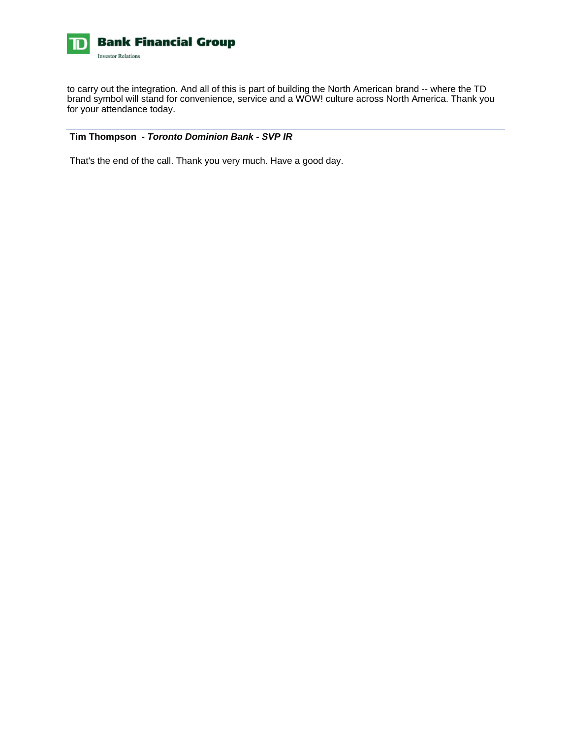to carry out the integration. And all of this is part of building the North American brand -- where the TD brand symbol will stand for convenience, service and a WOW! culture across North America. Thank you for your attendance today.

---

**Tim Thompson** ***- Toronto Dominion Bank - SVP IR***

That's the end of the call. Thank you very much. Have a good day.